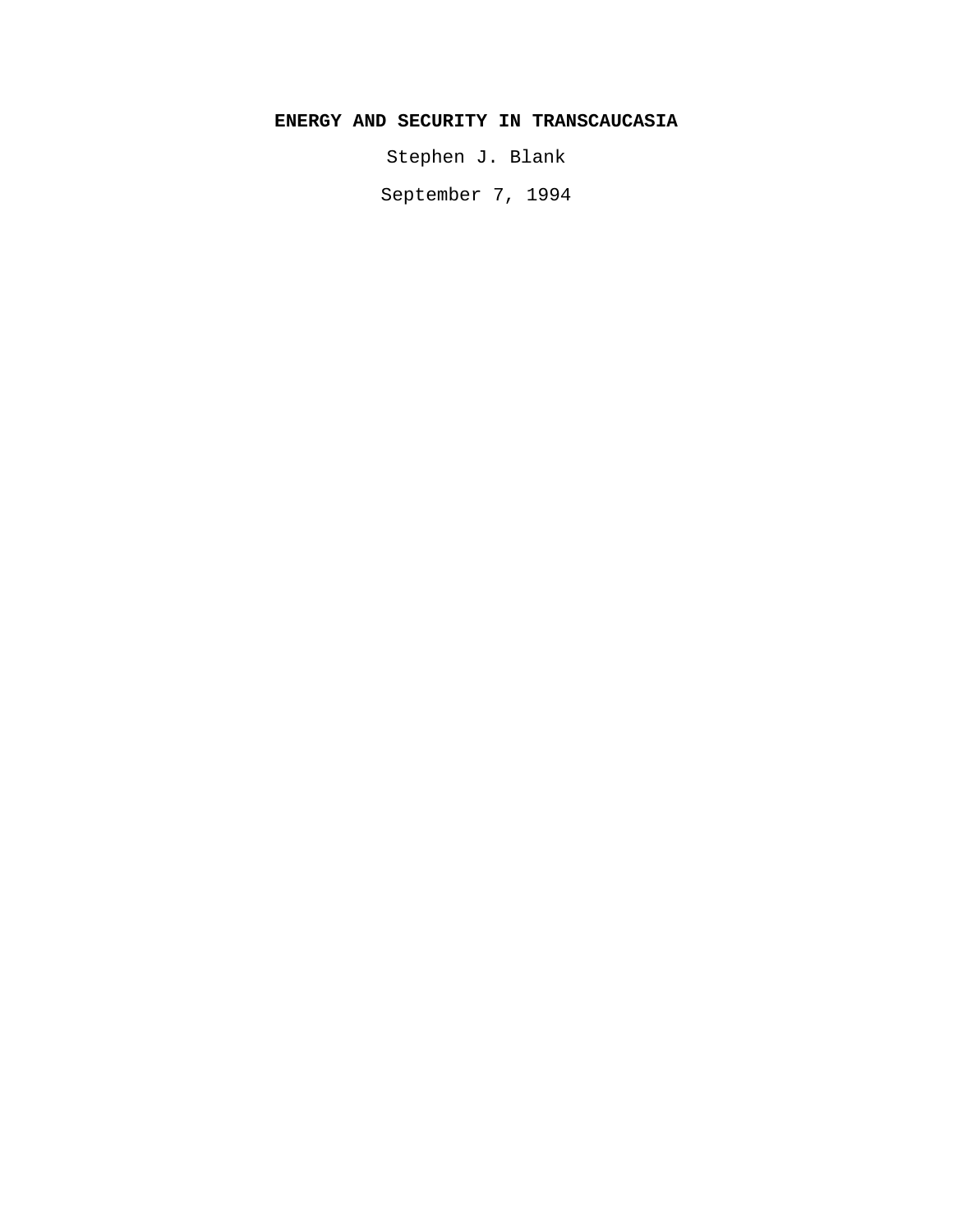# ENERGY AND SECURITY IN TRANSCAUCASIA

Stephen J. Blank

September 7, 1994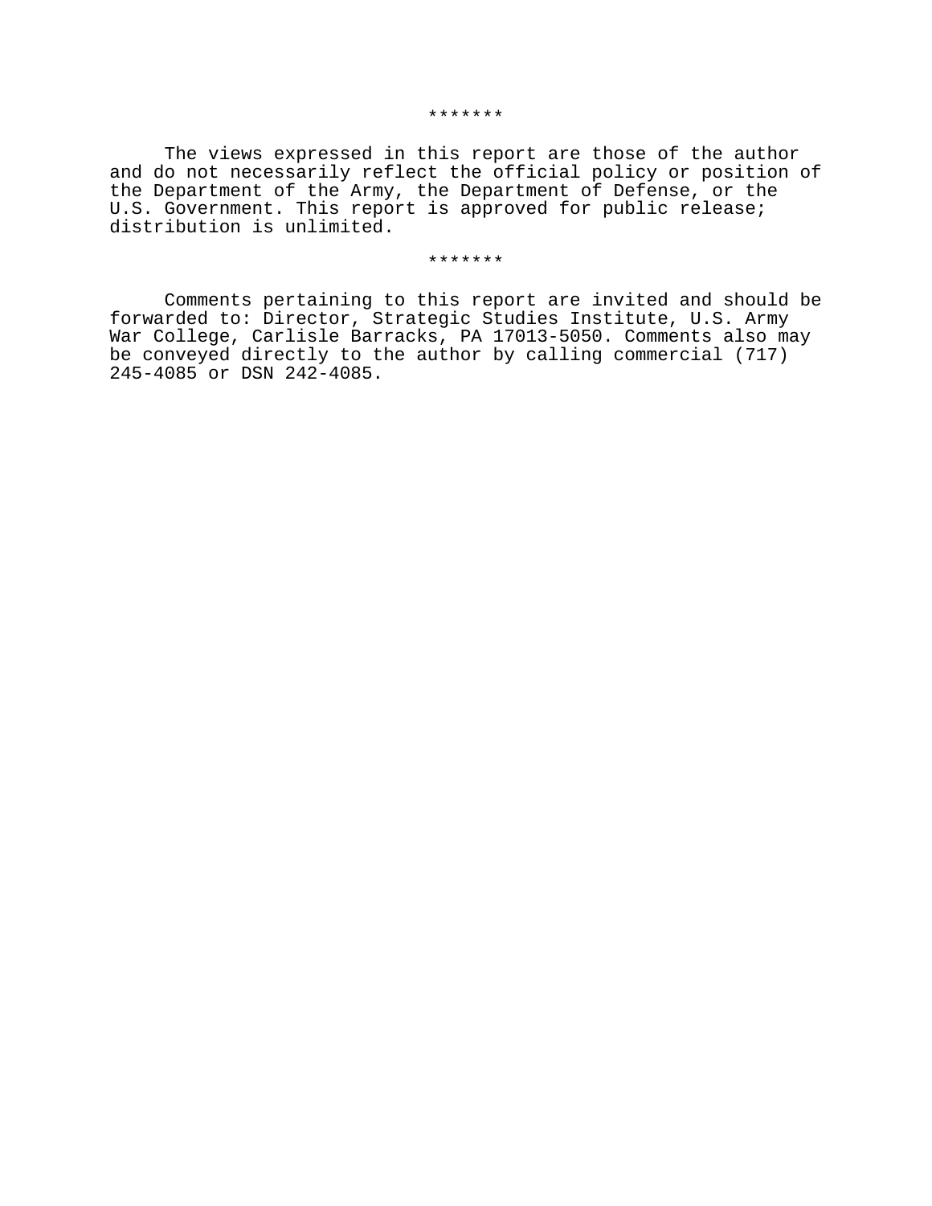*******

The views expressed in this report are those of the author and do not necessarily reflect the official policy or position of the Department of the Army, the Department of Defense, or the U.S. Government. This report is approved for public release; distribution is unlimited.

*******

Comments pertaining to this report are invited and should be forwarded to: Director, Strategic Studies Institute, U.S. Army War College, Carlisle Barracks, PA 17013-5050. Comments also may be conveyed directly to the author by calling commercial (717) 245-4085 or DSN 242-4085.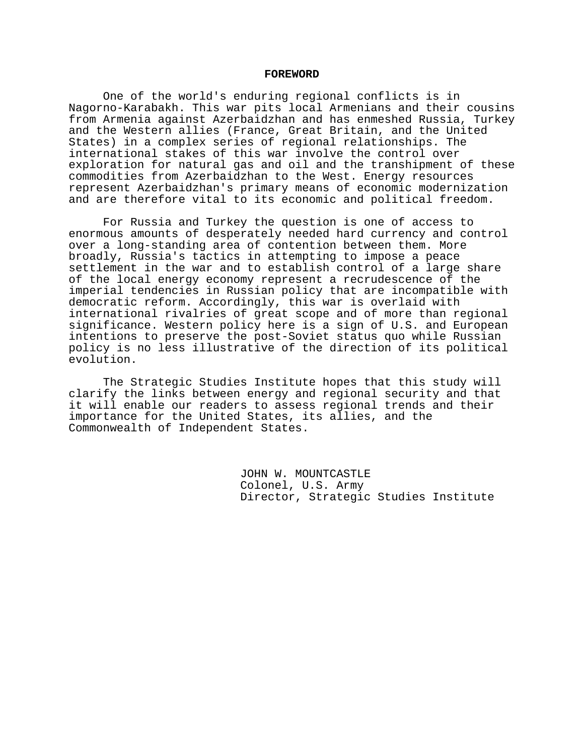# FOREWORD

One of the world's enduring regional conflicts is in Nagorno-Karabakh. This war pits local Armenians and their cousins from Armenia against Azerbaidzhan and has enmeshed Russia, Turkey and the Western allies (France, Great Britain, and the United States) in a complex series of regional relationships. The international stakes of this war involve the control over exploration for natural gas and oil and the transhipment of these commodities from Azerbaidzhan to the West. Energy resources represent Azerbaidzhan's primary means of economic modernization and are therefore vital to its economic and political freedom.

For Russia and Turkey the question is one of access to enormous amounts of desperately needed hard currency and control over a long-standing area of contention between them. More broadly, Russia's tactics in attempting to impose a peace settlement in the war and to establish control of a large share of the local energy economy represent a recrudescence of the imperial tendencies in Russian policy that are incompatible with democratic reform. Accordingly, this war is overlaid with international rivalries of great scope and of more than regional significance. Western policy here is a sign of U.S. and European intentions to preserve the post-Soviet status quo while Russian policy is no less illustrative of the direction of its political evolution.

The Strategic Studies Institute hopes that this study will clarify the links between energy and regional security and that it will enable our readers to assess regional trends and their importance for the United States, its allies, and the Commonwealth of Independent States.

JOHN W. MOUNTCASTLE
Colonel, U.S. Army
Director, Strategic Studies Institute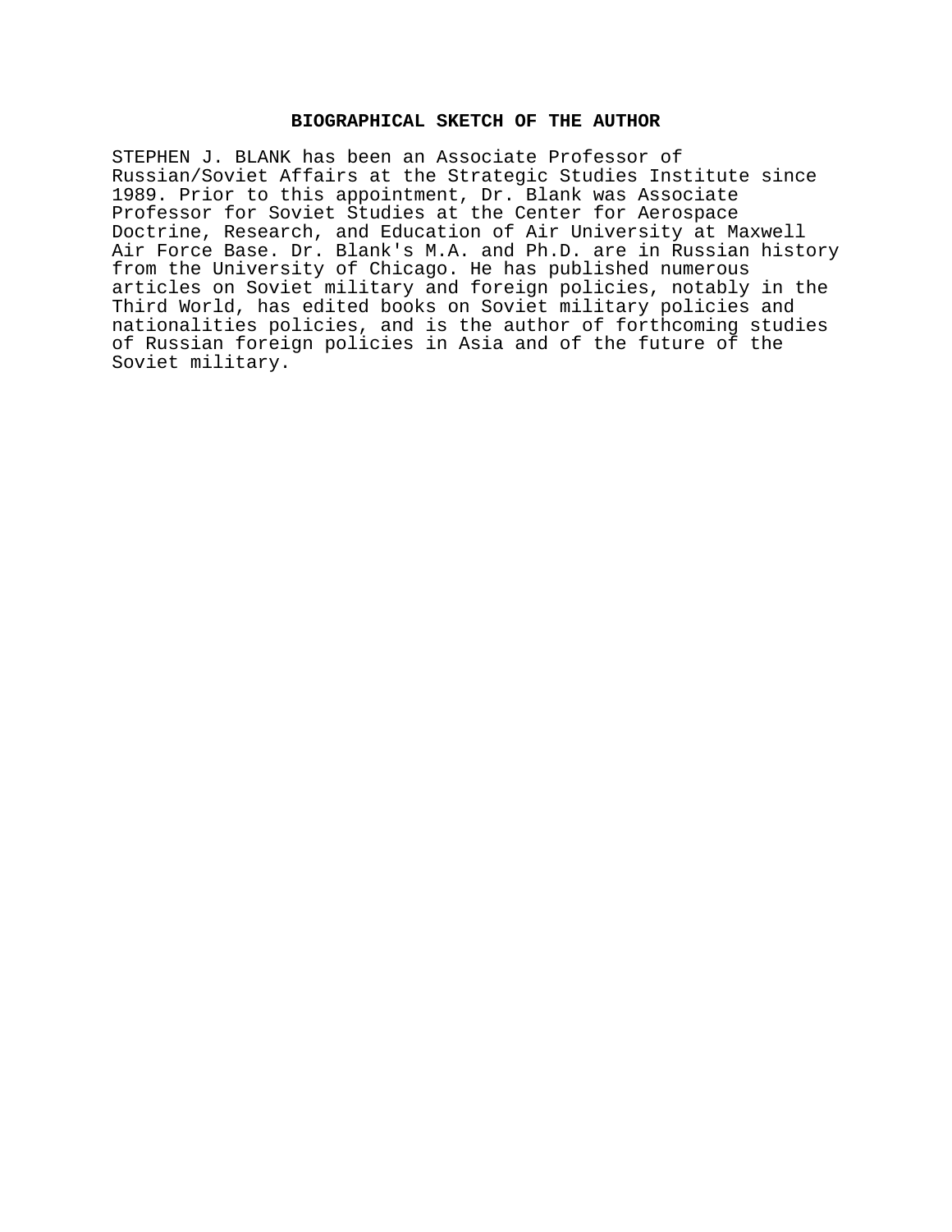## BIOGRAPHICAL SKETCH OF THE AUTHOR

STEPHEN J. BLANK has been an Associate Professor of Russian/Soviet Affairs at the Strategic Studies Institute since 1989. Prior to this appointment, Dr. Blank was Associate Professor for Soviet Studies at the Center for Aerospace Doctrine, Research, and Education of Air University at Maxwell Air Force Base. Dr. Blank's M.A. and Ph.D. are in Russian history from the University of Chicago. He has published numerous articles on Soviet military and foreign policies, notably in the Third World, has edited books on Soviet military policies and nationalities policies, and is the author of forthcoming studies of Russian foreign policies in Asia and of the future of the Soviet military.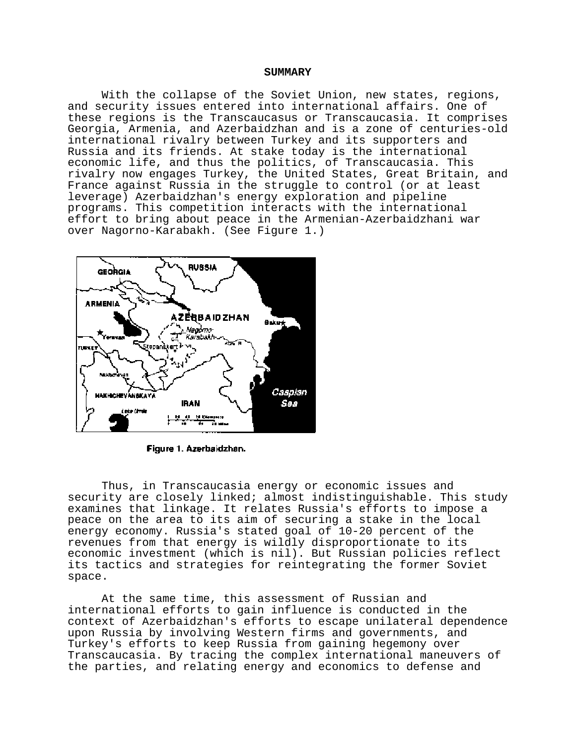## SUMMARY

With the collapse of the Soviet Union, new states, regions, and security issues entered into international affairs. One of these regions is the Transcaucasus or Transcaucasia. It comprises Georgia, Armenia, and Azerbaidzhan and is a zone of centuries-old international rivalry between Turkey and its supporters and Russia and its friends. At stake today is the international economic life, and thus the politics, of Transcaucasia. This rivalry now engages Turkey, the United States, Great Britain, and France against Russia in the struggle to control (or at least leverage) Azerbaidzhan's energy exploration and pipeline programs. This competition interacts with the international effort to bring about peace in the Armenian-Azerbaidzhani war over Nagorno-Karabakh. (See Figure 1.)

Figure 1. Azerbaidzhan.

Thus, in Transcaucasia energy or economic issues and security are closely linked; almost indistinguishable. This study examines that linkage. It relates Russia's efforts to impose a peace on the area to its aim of securing a stake in the local energy economy. Russia's stated goal of 10-20 percent of the revenues from that energy is wildly disproportionate to its economic investment (which is nil). But Russian policies reflect its tactics and strategies for reintegrating the former Soviet space.

At the same time, this assessment of Russian and international efforts to gain influence is conducted in the context of Azerbaidzhan's efforts to escape unilateral dependence upon Russia by involving Western firms and governments, and Turkey's efforts to keep Russia from gaining hegemony over Transcaucasia. By tracing the complex international maneuvers of the parties, and relating energy and economics to defense and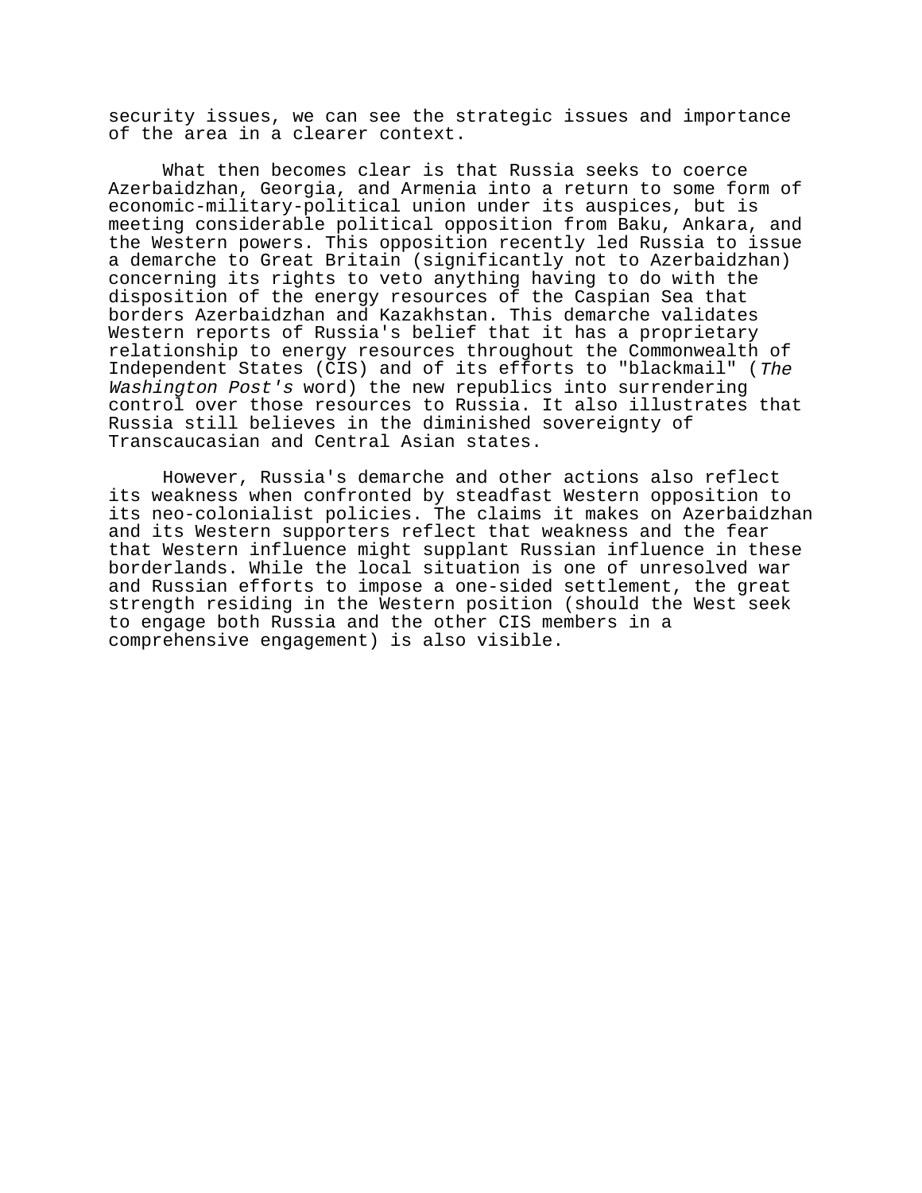security issues, we can see the strategic issues and importance of the area in a clearer context.

What then becomes clear is that Russia seeks to coerce Azerbaidzhan, Georgia, and Armenia into a return to some form of economic-military-political union under its auspices, but is meeting considerable political opposition from Baku, Ankara, and the Western powers. This opposition recently led Russia to issue a demarche to Great Britain (significantly not to Azerbaidzhan) concerning its rights to veto anything having to do with the disposition of the energy resources of the Caspian Sea that borders Azerbaidzhan and Kazakhstan. This demarche validates Western reports of Russia's belief that it has a proprietary relationship to energy resources throughout the Commonwealth of Independent States (CIS) and of its efforts to "blackmail" (*The Washington Post's* word) the new republics into surrendering control over those resources to Russia. It also illustrates that Russia still believes in the diminished sovereignty of Transcaucasian and Central Asian states.

However, Russia's demarche and other actions also reflect its weakness when confronted by steadfast Western opposition to its neo-colonialist policies. The claims it makes on Azerbaidzhan and its Western supporters reflect that weakness and the fear that Western influence might supplant Russian influence in these borderlands. While the local situation is one of unresolved war and Russian efforts to impose a one-sided settlement, the great strength residing in the Western position (should the West seek to engage both Russia and the other CIS members in a comprehensive engagement) is also visible.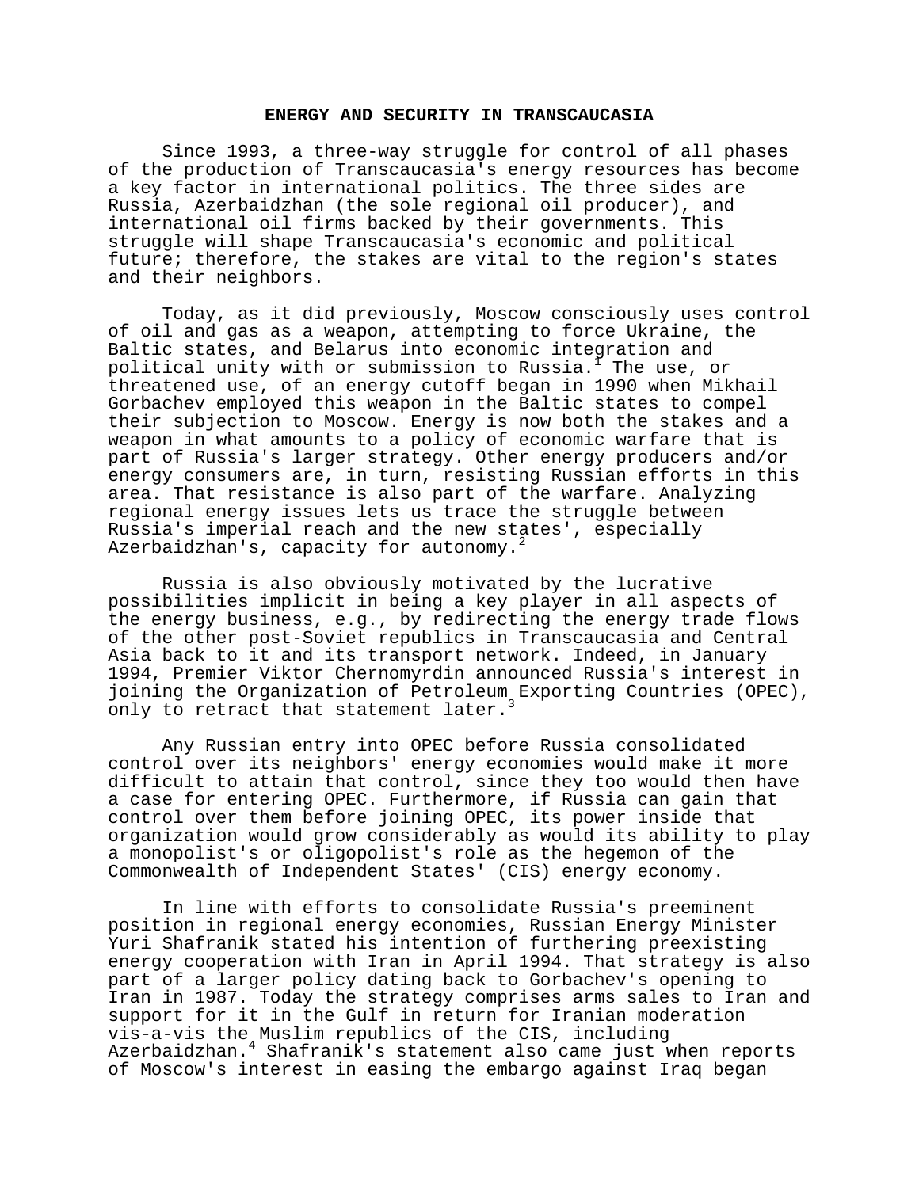## ENERGY AND SECURITY IN TRANSCAUCASIA

Since 1993, a three-way struggle for control of all phases of the production of Transcaucasia's energy resources has become a key factor in international politics. The three sides are Russia, Azerbaidzhan (the sole regional oil producer), and international oil firms backed by their governments. This struggle will shape Transcaucasia's economic and political future; therefore, the stakes are vital to the region's states and their neighbors.

Today, as it did previously, Moscow consciously uses control of oil and gas as a weapon, attempting to force Ukraine, the Baltic states, and Belarus into economic integration and political unity with or submission to Russia.[1] The use, or threatened use, of an energy cutoff began in 1990 when Mikhail Gorbachev employed this weapon in the Baltic states to compel their subjection to Moscow. Energy is now both the stakes and a weapon in what amounts to a policy of economic warfare that is part of Russia's larger strategy. Other energy producers and/or energy consumers are, in turn, resisting Russian efforts in this area. That resistance is also part of the warfare. Analyzing regional energy issues lets us trace the struggle between Russia's imperial reach and the new states', especially Azerbaidzhan's, capacity for autonomy.[2]

Russia is also obviously motivated by the lucrative possibilities implicit in being a key player in all aspects of the energy business, e.g., by redirecting the energy trade flows of the other post-Soviet republics in Transcaucasia and Central Asia back to it and its transport network. Indeed, in January 1994, Premier Viktor Chernomyrdin announced Russia's interest in joining the Organization of Petroleum Exporting Countries (OPEC), only to retract that statement later.[3]

Any Russian entry into OPEC before Russia consolidated control over its neighbors' energy economies would make it more difficult to attain that control, since they too would then have a case for entering OPEC. Furthermore, if Russia can gain that control over them before joining OPEC, its power inside that organization would grow considerably as would its ability to play a monopolist's or oligopolist's role as the hegemon of the Commonwealth of Independent States' (CIS) energy economy.

In line with efforts to consolidate Russia's preeminent position in regional energy economies, Russian Energy Minister Yuri Shafranik stated his intention of furthering preexisting energy cooperation with Iran in April 1994. That strategy is also part of a larger policy dating back to Gorbachev's opening to Iran in 1987. Today the strategy comprises arms sales to Iran and support for it in the Gulf in return for Iranian moderation vis-a-vis the Muslim republics of the CIS, including Azerbaidzhan.[4] Shafranik's statement also came just when reports of Moscow's interest in easing the embargo against Iraq began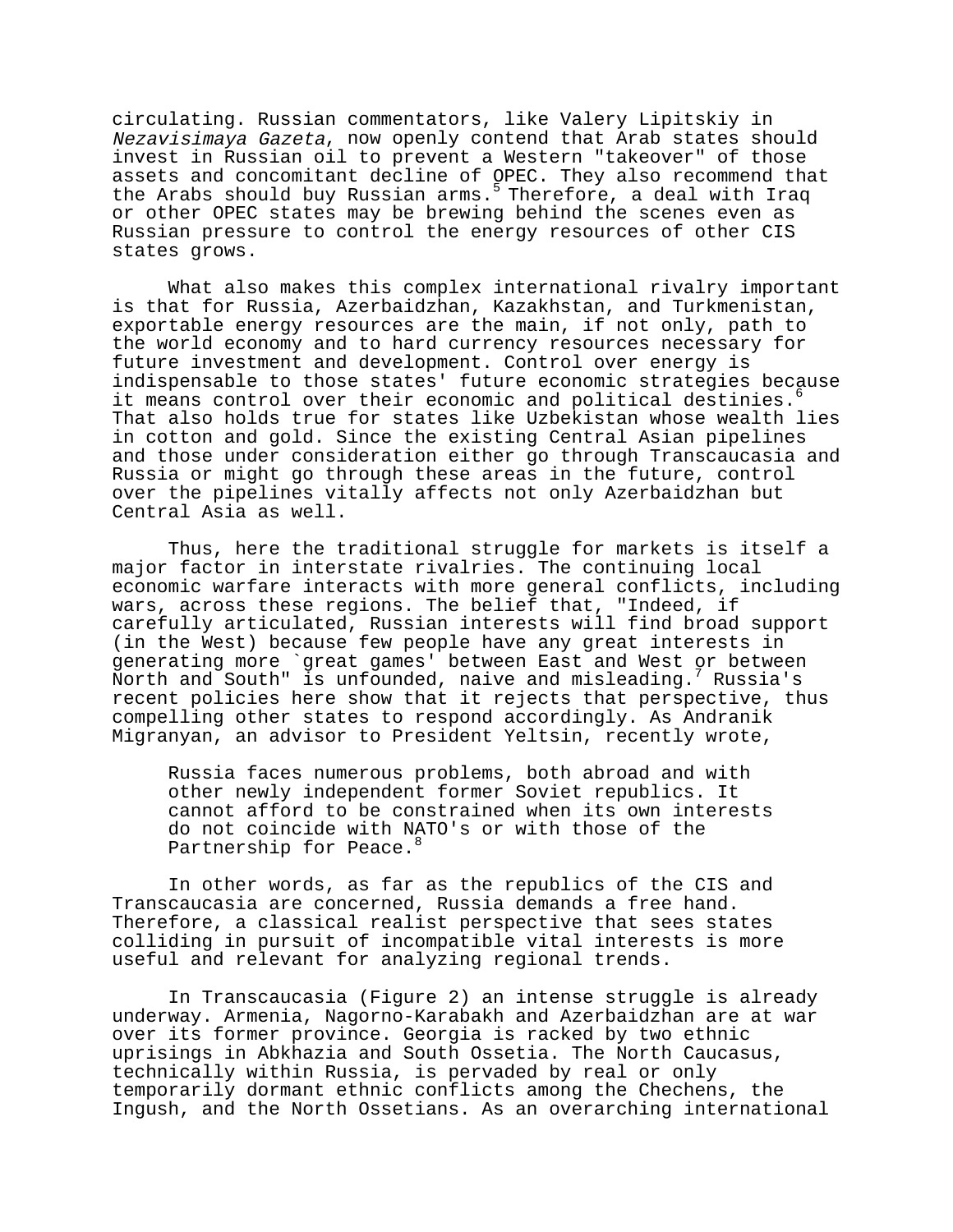circulating. Russian commentators, like Valery Lipitskiy in *Nezavisimaya Gazeta*, now openly contend that Arab states should invest in Russian oil to prevent a Western "takeover" of those assets and concomitant decline of OPEC. They also recommend that the Arabs should buy Russian arms.[5] Therefore, a deal with Iraq or other OPEC states may be brewing behind the scenes even as Russian pressure to control the energy resources of other CIS states grows.

What also makes this complex international rivalry important is that for Russia, Azerbaidzhan, Kazakhstan, and Turkmenistan, exportable energy resources are the main, if not only, path to the world economy and to hard currency resources necessary for future investment and development. Control over energy is indispensable to those states' future economic strategies because it means control over their economic and political destinies.[6] That also holds true for states like Uzbekistan whose wealth lies in cotton and gold. Since the existing Central Asian pipelines and those under consideration either go through Transcaucasia and Russia or might go through these areas in the future, control over the pipelines vitally affects not only Azerbaidzhan but Central Asia as well.

Thus, here the traditional struggle for markets is itself a major factor in interstate rivalries. The continuing local economic warfare interacts with more general conflicts, including wars, across these regions. The belief that, "Indeed, if carefully articulated, Russian interests will find broad support (in the West) because few people have any great interests in generating more `great games' between East and West or between North and South" is unfounded, naive and misleading.[7] Russia's recent policies here show that it rejects that perspective, thus compelling other states to respond accordingly. As Andranik Migranyan, an advisor to President Yeltsin, recently wrote,

> Russia faces numerous problems, both abroad and with other newly independent former Soviet republics. It cannot afford to be constrained when its own interests do not coincide with NATO's or with those of the Partnership for Peace.[8]

In other words, as far as the republics of the CIS and Transcaucasia are concerned, Russia demands a free hand. Therefore, a classical realist perspective that sees states colliding in pursuit of incompatible vital interests is more useful and relevant for analyzing regional trends.

In Transcaucasia (Figure 2) an intense struggle is already underway. Armenia, Nagorno-Karabakh and Azerbaidzhan are at war over its former province. Georgia is racked by two ethnic uprisings in Abkhazia and South Ossetia. The North Caucasus, technically within Russia, is pervaded by real or only temporarily dormant ethnic conflicts among the Chechens, the Ingush, and the North Ossetians. As an overarching international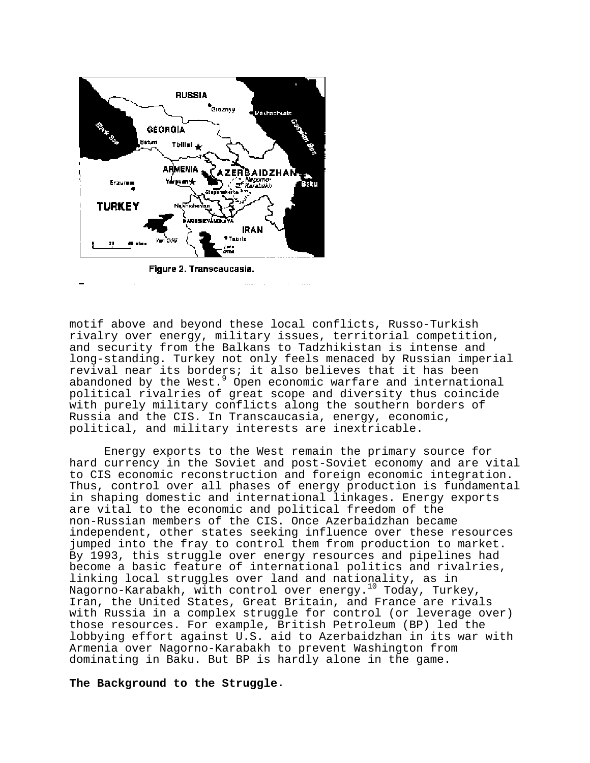Figure 2. Transcaucasia.

motif above and beyond these local conflicts, Russo-Turkish rivalry over energy, military issues, territorial competition, and security from the Balkans to Tadzhikistan is intense and long-standing. Turkey not only feels menaced by Russian imperial revival near its borders; it also believes that it has been abandoned by the West.[9] Open economic warfare and international political rivalries of great scope and diversity thus coincide with purely military conflicts along the southern borders of Russia and the CIS. In Transcaucasia, energy, economic, political, and military interests are inextricable.

Energy exports to the West remain the primary source for hard currency in the Soviet and post-Soviet economy and are vital to CIS economic reconstruction and foreign economic integration. Thus, control over all phases of energy production is fundamental in shaping domestic and international linkages. Energy exports are vital to the economic and political freedom of the non-Russian members of the CIS. Once Azerbaidzhan became independent, other states seeking influence over these resources jumped into the fray to control them from production to market. By 1993, this struggle over energy resources and pipelines had become a basic feature of international politics and rivalries, linking local struggles over land and nationality, as in Nagorno-Karabakh, with control over energy.[10] Today, Turkey, Iran, the United States, Great Britain, and France are rivals with Russia in a complex struggle for control (or leverage over) those resources. For example, British Petroleum (BP) led the lobbying effort against U.S. aid to Azerbaidzhan in its war with Armenia over Nagorno-Karabakh to prevent Washington from dominating in Baku. But BP is hardly alone in the game.

**The Background to the Struggle**.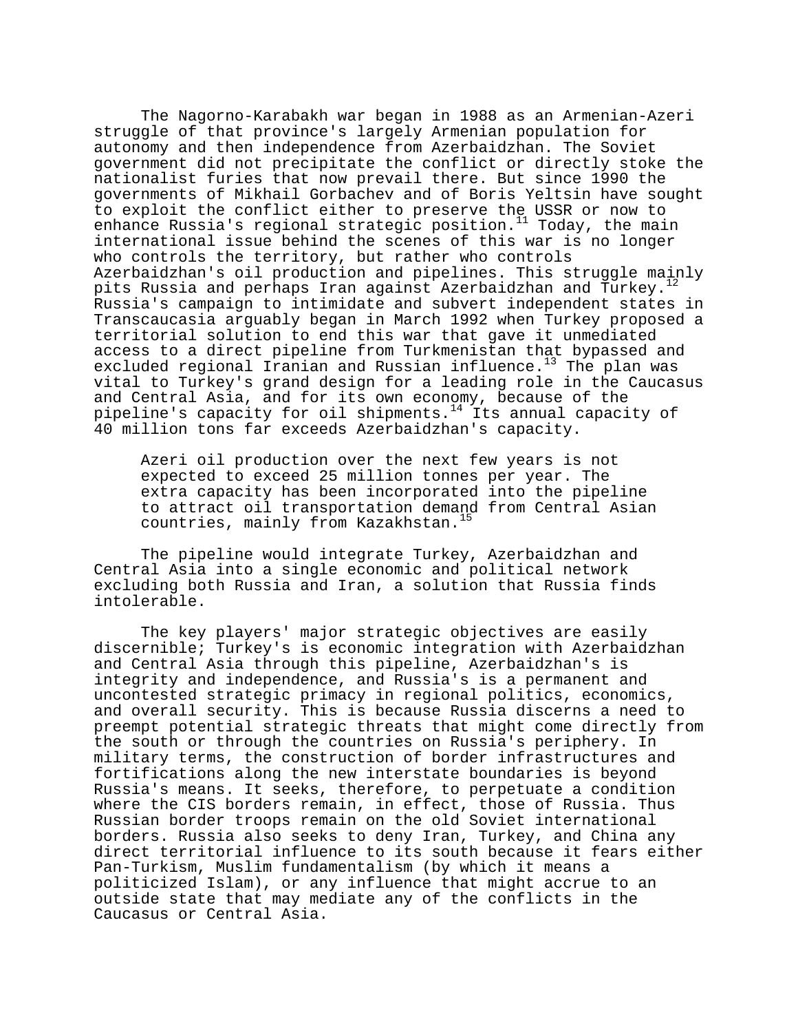The Nagorno-Karabakh war began in 1988 as an Armenian-Azeri struggle of that province's largely Armenian population for autonomy and then independence from Azerbaidzhan. The Soviet government did not precipitate the conflict or directly stoke the nationalist furies that now prevail there. But since 1990 the governments of Mikhail Gorbachev and of Boris Yeltsin have sought to exploit the conflict either to preserve the USSR or now to enhance Russia's regional strategic position.[11] Today, the main international issue behind the scenes of this war is no longer who controls the territory, but rather who controls Azerbaidzhan's oil production and pipelines. This struggle mainly pits Russia and perhaps Iran against Azerbaidzhan and Turkey.[12] Russia's campaign to intimidate and subvert independent states in Transcaucasia arguably began in March 1992 when Turkey proposed a territorial solution to end this war that gave it unmediated access to a direct pipeline from Turkmenistan that bypassed and excluded regional Iranian and Russian influence.[13] The plan was vital to Turkey's grand design for a leading role in the Caucasus and Central Asia, and for its own economy, because of the pipeline's capacity for oil shipments.[14] Its annual capacity of 40 million tons far exceeds Azerbaidzhan's capacity.

> Azeri oil production over the next few years is not expected to exceed 25 million tonnes per year. The extra capacity has been incorporated into the pipeline to attract oil transportation demand from Central Asian countries, mainly from Kazakhstan.[15]

The pipeline would integrate Turkey, Azerbaidzhan and Central Asia into a single economic and political network excluding both Russia and Iran, a solution that Russia finds intolerable.

The key players' major strategic objectives are easily discernible; Turkey's is economic integration with Azerbaidzhan and Central Asia through this pipeline, Azerbaidzhan's is integrity and independence, and Russia's is a permanent and uncontested strategic primacy in regional politics, economics, and overall security. This is because Russia discerns a need to preempt potential strategic threats that might come directly from the south or through the countries on Russia's periphery. In military terms, the construction of border infrastructures and fortifications along the new interstate boundaries is beyond Russia's means. It seeks, therefore, to perpetuate a condition where the CIS borders remain, in effect, those of Russia. Thus Russian border troops remain on the old Soviet international borders. Russia also seeks to deny Iran, Turkey, and China any direct territorial influence to its south because it fears either Pan-Turkism, Muslim fundamentalism (by which it means a politicized Islam), or any influence that might accrue to an outside state that may mediate any of the conflicts in the Caucasus or Central Asia.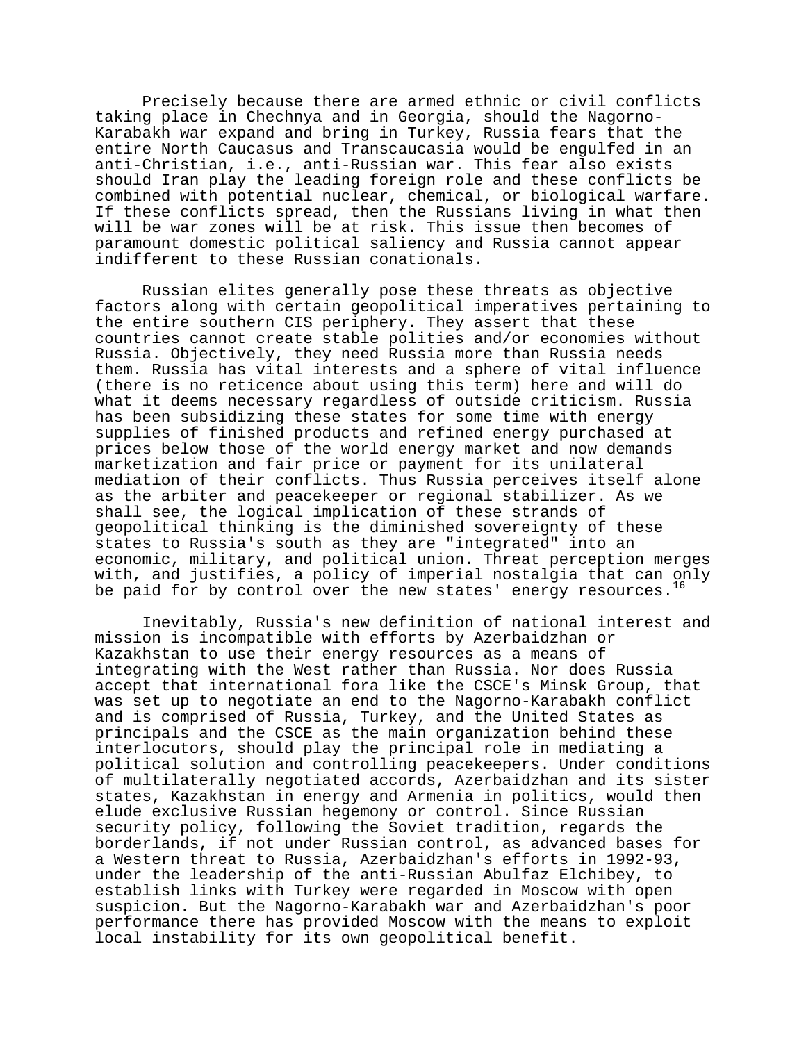Precisely because there are armed ethnic or civil conflicts taking place in Chechnya and in Georgia, should the Nagorno-Karabakh war expand and bring in Turkey, Russia fears that the entire North Caucasus and Transcaucasia would be engulfed in an anti-Christian, i.e., anti-Russian war. This fear also exists should Iran play the leading foreign role and these conflicts be combined with potential nuclear, chemical, or biological warfare. If these conflicts spread, then the Russians living in what then will be war zones will be at risk. This issue then becomes of paramount domestic political saliency and Russia cannot appear indifferent to these Russian conationals.

Russian elites generally pose these threats as objective factors along with certain geopolitical imperatives pertaining to the entire southern CIS periphery. They assert that these countries cannot create stable polities and/or economies without Russia. Objectively, they need Russia more than Russia needs them. Russia has vital interests and a sphere of vital influence (there is no reticence about using this term) here and will do what it deems necessary regardless of outside criticism. Russia has been subsidizing these states for some time with energy supplies of finished products and refined energy purchased at prices below those of the world energy market and now demands marketization and fair price or payment for its unilateral mediation of their conflicts. Thus Russia perceives itself alone as the arbiter and peacekeeper or regional stabilizer. As we shall see, the logical implication of these strands of geopolitical thinking is the diminished sovereignty of these states to Russia's south as they are "integrated" into an economic, military, and political union. Threat perception merges with, and justifies, a policy of imperial nostalgia that can only be paid for by control over the new states' energy resources.[16]

Inevitably, Russia's new definition of national interest and mission is incompatible with efforts by Azerbaidzhan or Kazakhstan to use their energy resources as a means of integrating with the West rather than Russia. Nor does Russia accept that international fora like the CSCE's Minsk Group, that was set up to negotiate an end to the Nagorno-Karabakh conflict and is comprised of Russia, Turkey, and the United States as principals and the CSCE as the main organization behind these interlocutors, should play the principal role in mediating a political solution and controlling peacekeepers. Under conditions of multilaterally negotiated accords, Azerbaidzhan and its sister states, Kazakhstan in energy and Armenia in politics, would then elude exclusive Russian hegemony or control. Since Russian security policy, following the Soviet tradition, regards the borderlands, if not under Russian control, as advanced bases for a Western threat to Russia, Azerbaidzhan's efforts in 1992-93, under the leadership of the anti-Russian Abulfaz Elchibey, to establish links with Turkey were regarded in Moscow with open suspicion. But the Nagorno-Karabakh war and Azerbaidzhan's poor performance there has provided Moscow with the means to exploit local instability for its own geopolitical benefit.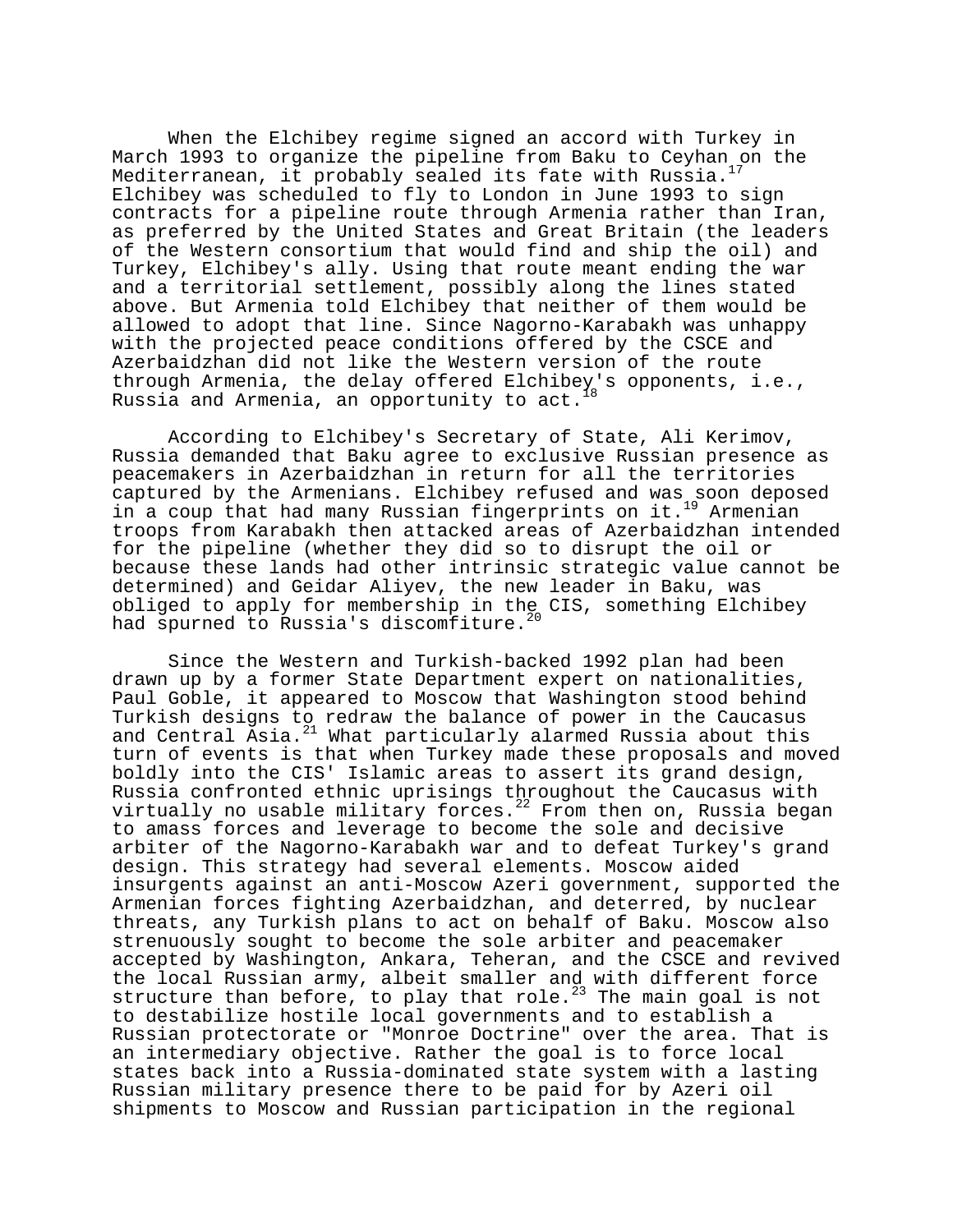When the Elchibey regime signed an accord with Turkey in March 1993 to organize the pipeline from Baku to Ceyhan on the Mediterranean, it probably sealed its fate with Russia.[17] Elchibey was scheduled to fly to London in June 1993 to sign contracts for a pipeline route through Armenia rather than Iran, as preferred by the United States and Great Britain (the leaders of the Western consortium that would find and ship the oil) and Turkey, Elchibey's ally. Using that route meant ending the war and a territorial settlement, possibly along the lines stated above. But Armenia told Elchibey that neither of them would be allowed to adopt that line. Since Nagorno-Karabakh was unhappy with the projected peace conditions offered by the CSCE and Azerbaidzhan did not like the Western version of the route through Armenia, the delay offered Elchibey's opponents, i.e., Russia and Armenia, an opportunity to act.[18]

According to Elchibey's Secretary of State, Ali Kerimov, Russia demanded that Baku agree to exclusive Russian presence as peacemakers in Azerbaidzhan in return for all the territories captured by the Armenians. Elchibey refused and was soon deposed in a coup that had many Russian fingerprints on it.[19] Armenian troops from Karabakh then attacked areas of Azerbaidzhan intended for the pipeline (whether they did so to disrupt the oil or because these lands had other intrinsic strategic value cannot be determined) and Geidar Aliyev, the new leader in Baku, was obliged to apply for membership in the CIS, something Elchibey had spurned to Russia's discomfiture.[20]

Since the Western and Turkish-backed 1992 plan had been drawn up by a former State Department expert on nationalities, Paul Goble, it appeared to Moscow that Washington stood behind Turkish designs to redraw the balance of power in the Caucasus and Central Asia.[21] What particularly alarmed Russia about this turn of events is that when Turkey made these proposals and moved boldly into the CIS' Islamic areas to assert its grand design, Russia confronted ethnic uprisings throughout the Caucasus with virtually no usable military forces.[22] From then on, Russia began to amass forces and leverage to become the sole and decisive arbiter of the Nagorno-Karabakh war and to defeat Turkey's grand design. This strategy had several elements. Moscow aided insurgents against an anti-Moscow Azeri government, supported the Armenian forces fighting Azerbaidzhan, and deterred, by nuclear threats, any Turkish plans to act on behalf of Baku. Moscow also strenuously sought to become the sole arbiter and peacemaker accepted by Washington, Ankara, Teheran, and the CSCE and revived the local Russian army, albeit smaller and with different force structure than before, to play that role.[23] The main goal is not to destabilize hostile local governments and to establish a Russian protectorate or "Monroe Doctrine" over the area. That is an intermediary objective. Rather the goal is to force local states back into a Russia-dominated state system with a lasting Russian military presence there to be paid for by Azeri oil shipments to Moscow and Russian participation in the regional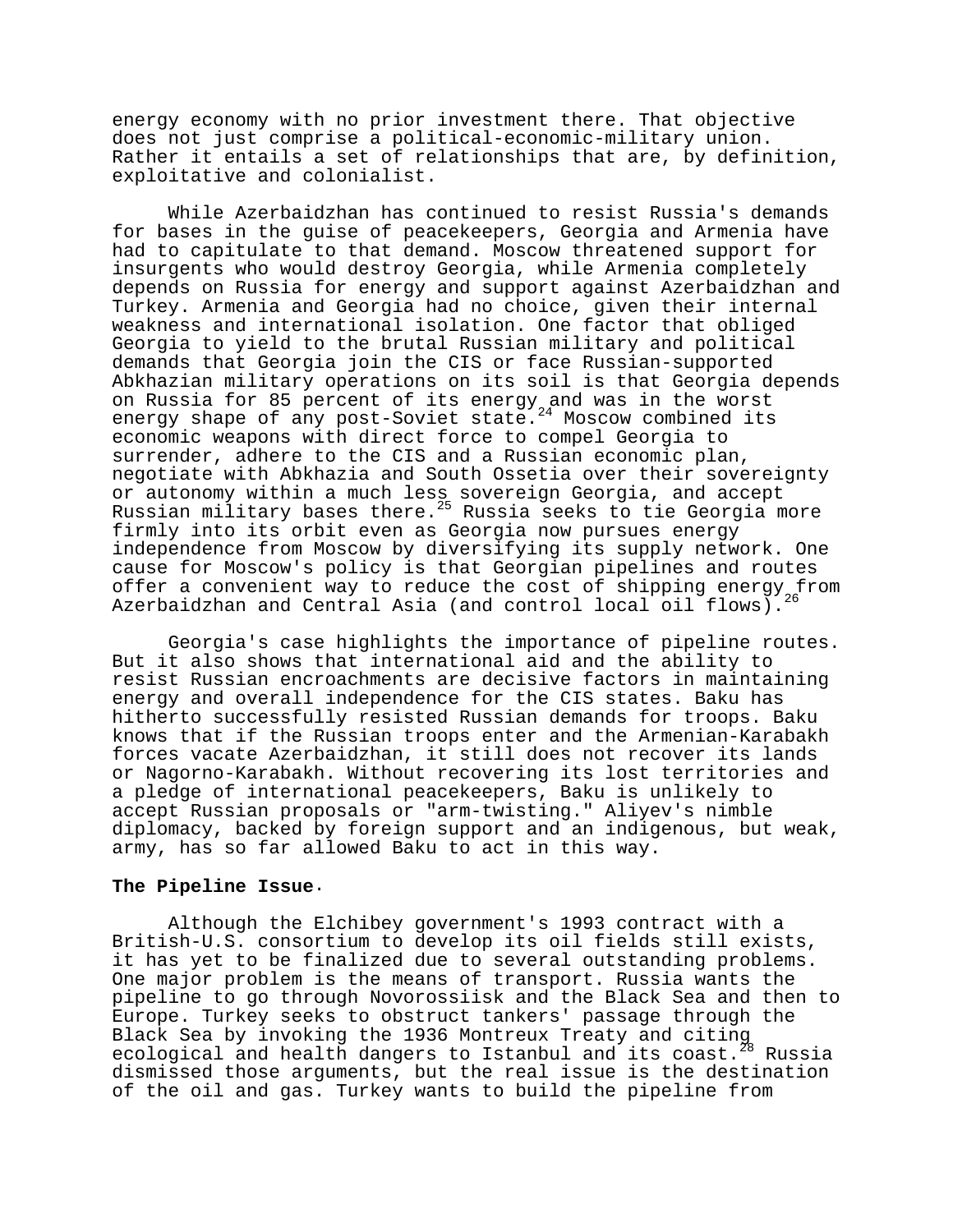energy economy with no prior investment there. That objective does not just comprise a political-economic-military union. Rather it entails a set of relationships that are, by definition, exploitative and colonialist.

While Azerbaidzhan has continued to resist Russia's demands for bases in the guise of peacekeepers, Georgia and Armenia have had to capitulate to that demand. Moscow threatened support for insurgents who would destroy Georgia, while Armenia completely depends on Russia for energy and support against Azerbaidzhan and Turkey. Armenia and Georgia had no choice, given their internal weakness and international isolation. One factor that obliged Georgia to yield to the brutal Russian military and political demands that Georgia join the CIS or face Russian-supported Abkhazian military operations on its soil is that Georgia depends on Russia for 85 percent of its energy and was in the worst energy shape of any post-Soviet state.[24] Moscow combined its economic weapons with direct force to compel Georgia to surrender, adhere to the CIS and a Russian economic plan, negotiate with Abkhazia and South Ossetia over their sovereignty or autonomy within a much less sovereign Georgia, and accept Russian military bases there.[25] Russia seeks to tie Georgia more firmly into its orbit even as Georgia now pursues energy independence from Moscow by diversifying its supply network. One cause for Moscow's policy is that Georgian pipelines and routes offer a convenient way to reduce the cost of shipping energy from Azerbaidzhan and Central Asia (and control local oil flows).[26]

Georgia's case highlights the importance of pipeline routes. But it also shows that international aid and the ability to resist Russian encroachments are decisive factors in maintaining energy and overall independence for the CIS states. Baku has hitherto successfully resisted Russian demands for troops. Baku knows that if the Russian troops enter and the Armenian-Karabakh forces vacate Azerbaidzhan, it still does not recover its lands or Nagorno-Karabakh. Without recovering its lost territories and a pledge of international peacekeepers, Baku is unlikely to accept Russian proposals or "arm-twisting." Aliyev's nimble diplomacy, backed by foreign support and an indigenous, but weak, army, has so far allowed Baku to act in this way.

**The Pipeline Issue**.

Although the Elchibey government's 1993 contract with a British-U.S. consortium to develop its oil fields still exists, it has yet to be finalized due to several outstanding problems. One major problem is the means of transport. Russia wants the pipeline to go through Novorossiisk and the Black Sea and then to Europe. Turkey seeks to obstruct tankers' passage through the Black Sea by invoking the 1936 Montreux Treaty and citing ecological and health dangers to Istanbul and its coast.[28] Russia dismissed those arguments, but the real issue is the destination of the oil and gas. Turkey wants to build the pipeline from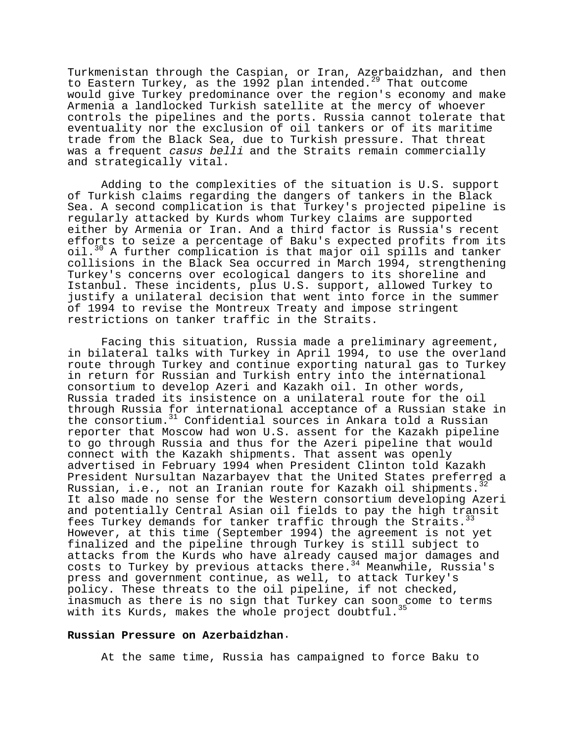Turkmenistan through the Caspian, or Iran, Azerbaidzhan, and then to Eastern Turkey, as the 1992 plan intended.[29] That outcome would give Turkey predominance over the region's economy and make Armenia a landlocked Turkish satellite at the mercy of whoever controls the pipelines and the ports. Russia cannot tolerate that eventuality nor the exclusion of oil tankers or of its maritime trade from the Black Sea, due to Turkish pressure. That threat was a frequent *casus belli* and the Straits remain commercially and strategically vital.

Adding to the complexities of the situation is U.S. support of Turkish claims regarding the dangers of tankers in the Black Sea. A second complication is that Turkey's projected pipeline is regularly attacked by Kurds whom Turkey claims are supported either by Armenia or Iran. And a third factor is Russia's recent efforts to seize a percentage of Baku's expected profits from its oil.[30] A further complication is that major oil spills and tanker collisions in the Black Sea occurred in March 1994, strengthening Turkey's concerns over ecological dangers to its shoreline and Istanbul. These incidents, plus U.S. support, allowed Turkey to justify a unilateral decision that went into force in the summer of 1994 to revise the Montreux Treaty and impose stringent restrictions on tanker traffic in the Straits.

Facing this situation, Russia made a preliminary agreement, in bilateral talks with Turkey in April 1994, to use the overland route through Turkey and continue exporting natural gas to Turkey in return for Russian and Turkish entry into the international consortium to develop Azeri and Kazakh oil. In other words, Russia traded its insistence on a unilateral route for the oil through Russia for international acceptance of a Russian stake in the consortium.[31] Confidential sources in Ankara told a Russian reporter that Moscow had won U.S. assent for the Kazakh pipeline to go through Russia and thus for the Azeri pipeline that would connect with the Kazakh shipments. That assent was openly advertised in February 1994 when President Clinton told Kazakh President Nursultan Nazarbayev that the United States preferred a Russian, i.e., not an Iranian route for Kazakh oil shipments.[32] It also made no sense for the Western consortium developing Azeri and potentially Central Asian oil fields to pay the high transit fees Turkey demands for tanker traffic through the Straits.[33] However, at this time (September 1994) the agreement is not yet finalized and the pipeline through Turkey is still subject to attacks from the Kurds who have already caused major damages and costs to Turkey by previous attacks there.[34] Meanwhile, Russia's press and government continue, as well, to attack Turkey's policy. These threats to the oil pipeline, if not checked, inasmuch as there is no sign that Turkey can soon come to terms with its Kurds, makes the whole project doubtful.[35]

**Russian Pressure on Azerbaidzhan**.

At the same time, Russia has campaigned to force Baku to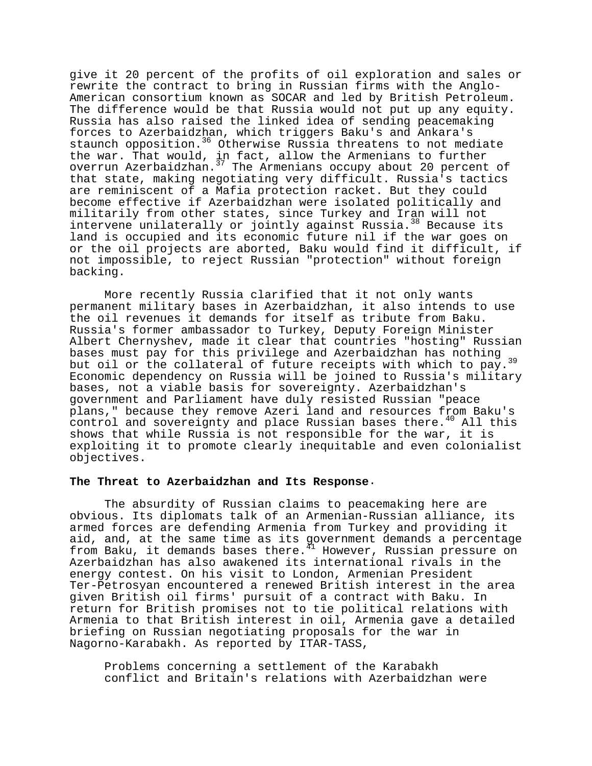give it 20 percent of the profits of oil exploration and sales or rewrite the contract to bring in Russian firms with the Anglo-American consortium known as SOCAR and led by British Petroleum. The difference would be that Russia would not put up any equity. Russia has also raised the linked idea of sending peacemaking forces to Azerbaidzhan, which triggers Baku's and Ankara's staunch opposition.[36] Otherwise Russia threatens to not mediate the war. That would, in fact, allow the Armenians to further overrun Azerbaidzhan.[37] The Armenians occupy about 20 percent of that state, making negotiating very difficult. Russia's tactics are reminiscent of a Mafia protection racket. But they could become effective if Azerbaidzhan were isolated politically and militarily from other states, since Turkey and Iran will not intervene unilaterally or jointly against Russia.[38] Because its land is occupied and its economic future nil if the war goes on or the oil projects are aborted, Baku would find it difficult, if not impossible, to reject Russian "protection" without foreign backing.

More recently Russia clarified that it not only wants permanent military bases in Azerbaidzhan, it also intends to use the oil revenues it demands for itself as tribute from Baku. Russia's former ambassador to Turkey, Deputy Foreign Minister Albert Chernyshev, made it clear that countries "hosting" Russian bases must pay for this privilege and Azerbaidzhan has nothing but oil or the collateral of future receipts with which to pay.[39] Economic dependency on Russia will be joined to Russia's military bases, not a viable basis for sovereignty. Azerbaidzhan's government and Parliament have duly resisted Russian "peace plans," because they remove Azeri land and resources from Baku's control and sovereignty and place Russian bases there.[40] All this shows that while Russia is not responsible for the war, it is exploiting it to promote clearly inequitable and even colonialist objectives.

**The Threat to Azerbaidzhan and Its Response.**

The absurdity of Russian claims to peacemaking here are obvious. Its diplomats talk of an Armenian-Russian alliance, its armed forces are defending Armenia from Turkey and providing it aid, and, at the same time as its government demands a percentage from Baku, it demands bases there.[41] However, Russian pressure on Azerbaidzhan has also awakened its international rivals in the energy contest. On his visit to London, Armenian President Ter-Petrosyan encountered a renewed British interest in the area given British oil firms' pursuit of a contract with Baku. In return for British promises not to tie political relations with Armenia to that British interest in oil, Armenia gave a detailed briefing on Russian negotiating proposals for the war in Nagorno-Karabakh. As reported by ITAR-TASS,

> Problems concerning a settlement of the Karabakh conflict and Britain's relations with Azerbaidzhan were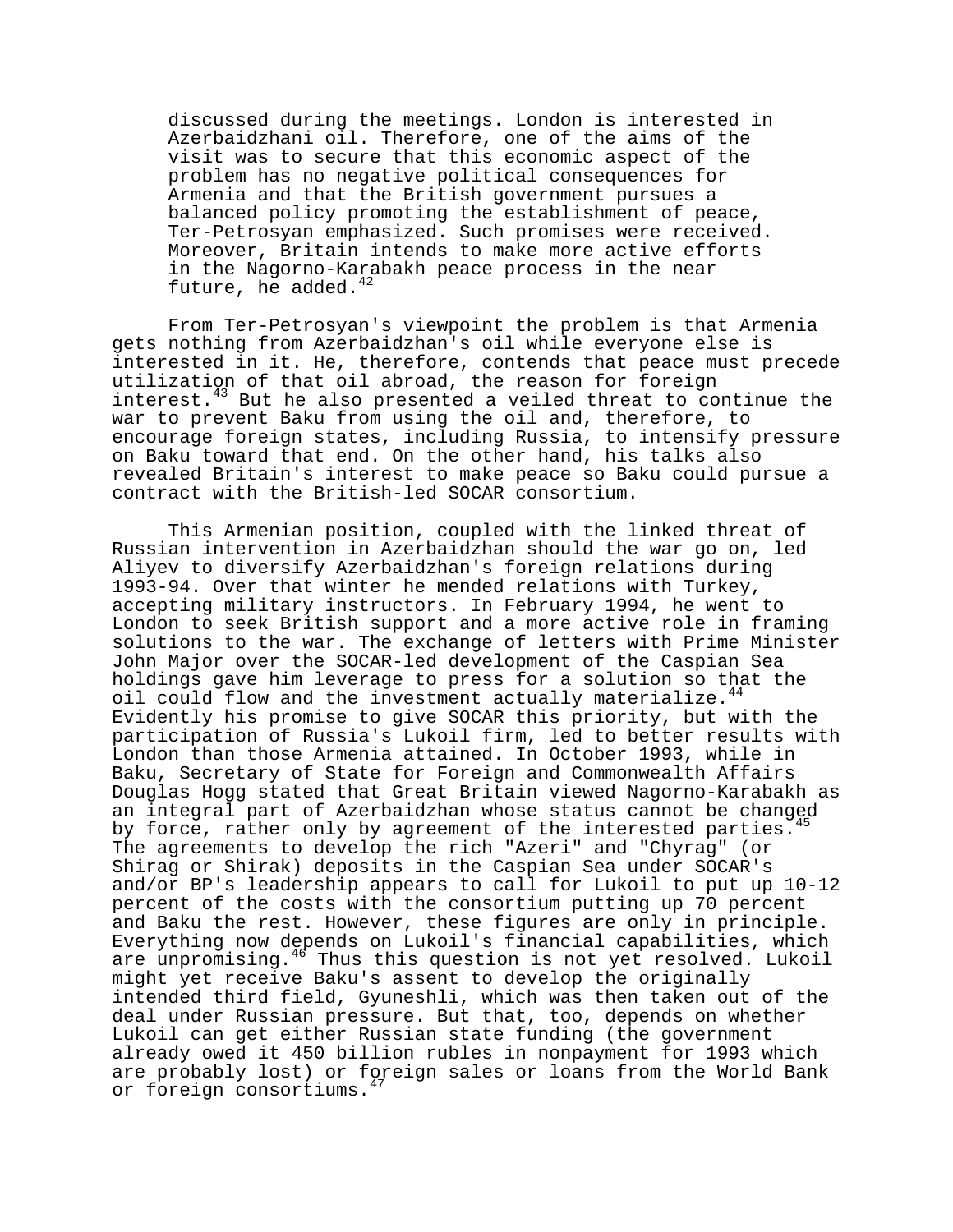> discussed during the meetings. London is interested in Azerbaidzhani oil. Therefore, one of the aims of the visit was to secure that this economic aspect of the problem has no negative political consequences for Armenia and that the British government pursues a balanced policy promoting the establishment of peace, Ter-Petrosyan emphasized. Such promises were received. Moreover, Britain intends to make more active efforts in the Nagorno-Karabakh peace process in the near future, he added.[42]

From Ter-Petrosyan's viewpoint the problem is that Armenia gets nothing from Azerbaidzhan's oil while everyone else is interested in it. He, therefore, contends that peace must precede utilization of that oil abroad, the reason for foreign interest.[43] But he also presented a veiled threat to continue the war to prevent Baku from using the oil and, therefore, to encourage foreign states, including Russia, to intensify pressure on Baku toward that end. On the other hand, his talks also revealed Britain's interest to make peace so Baku could pursue a contract with the British-led SOCAR consortium.

This Armenian position, coupled with the linked threat of Russian intervention in Azerbaidzhan should the war go on, led Aliyev to diversify Azerbaidzhan's foreign relations during 1993-94. Over that winter he mended relations with Turkey, accepting military instructors. In February 1994, he went to London to seek British support and a more active role in framing solutions to the war. The exchange of letters with Prime Minister John Major over the SOCAR-led development of the Caspian Sea holdings gave him leverage to press for a solution so that the oil could flow and the investment actually materialize.[44] Evidently his promise to give SOCAR this priority, but with the participation of Russia's Lukoil firm, led to better results with London than those Armenia attained. In October 1993, while in Baku, Secretary of State for Foreign and Commonwealth Affairs Douglas Hogg stated that Great Britain viewed Nagorno-Karabakh as an integral part of Azerbaidzhan whose status cannot be changed by force, rather only by agreement of the interested parties.[45] The agreements to develop the rich "Azeri" and "Chyrag" (or Shirag or Shirak) deposits in the Caspian Sea under SOCAR's and/or BP's leadership appears to call for Lukoil to put up 10-12 percent of the costs with the consortium putting up 70 percent and Baku the rest. However, these figures are only in principle. Everything now depends on Lukoil's financial capabilities, which are unpromising.[46] Thus this question is not yet resolved. Lukoil might yet receive Baku's assent to develop the originally intended third field, Gyuneshli, which was then taken out of the deal under Russian pressure. But that, too, depends on whether Lukoil can get either Russian state funding (the government already owed it 450 billion rubles in nonpayment for 1993 which are probably lost) or foreign sales or loans from the World Bank or foreign consortiums.[47]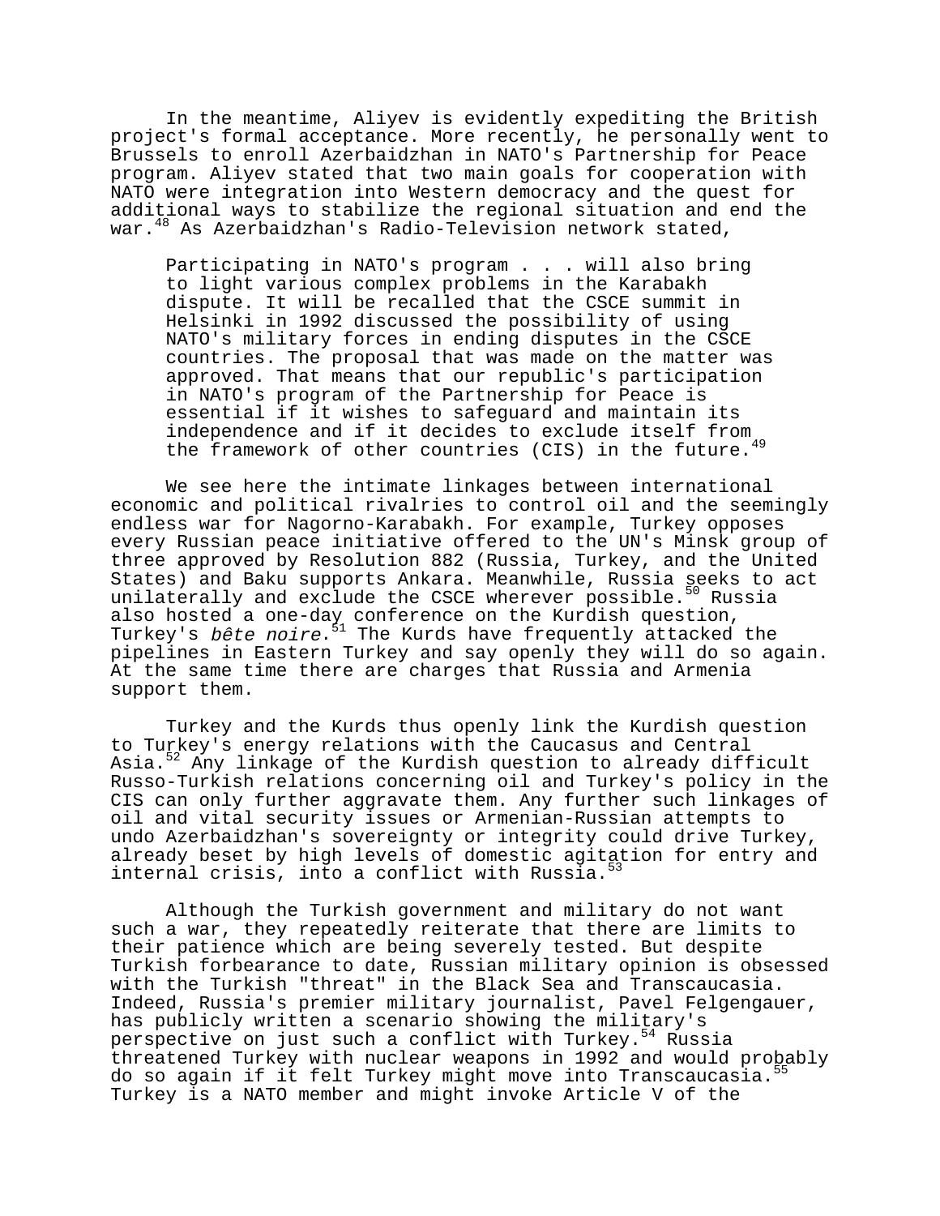In the meantime, Aliyev is evidently expediting the British project's formal acceptance. More recently, he personally went to Brussels to enroll Azerbaidzhan in NATO's Partnership for Peace program. Aliyev stated that two main goals for cooperation with NATO were integration into Western democracy and the quest for additional ways to stabilize the regional situation and end the war.[48] As Azerbaidzhan's Radio-Television network stated,

> Participating in NATO's program . . . will also bring to light various complex problems in the Karabakh dispute. It will be recalled that the CSCE summit in Helsinki in 1992 discussed the possibility of using NATO's military forces in ending disputes in the CSCE countries. The proposal that was made on the matter was approved. That means that our republic's participation in NATO's program of the Partnership for Peace is essential if it wishes to safeguard and maintain its independence and if it decides to exclude itself from the framework of other countries (CIS) in the future.[49]

We see here the intimate linkages between international economic and political rivalries to control oil and the seemingly endless war for Nagorno-Karabakh. For example, Turkey opposes every Russian peace initiative offered to the UN's Minsk group of three approved by Resolution 882 (Russia, Turkey, and the United States) and Baku supports Ankara. Meanwhile, Russia seeks to act unilaterally and exclude the CSCE wherever possible.[50] Russia also hosted a one-day conference on the Kurdish question, Turkey's *bête noire*.[51] The Kurds have frequently attacked the pipelines in Eastern Turkey and say openly they will do so again. At the same time there are charges that Russia and Armenia support them.

Turkey and the Kurds thus openly link the Kurdish question to Turkey's energy relations with the Caucasus and Central Asia.[52] Any linkage of the Kurdish question to already difficult Russo-Turkish relations concerning oil and Turkey's policy in the CIS can only further aggravate them. Any further such linkages of oil and vital security issues or Armenian-Russian attempts to undo Azerbaidzhan's sovereignty or integrity could drive Turkey, already beset by high levels of domestic agitation for entry and internal crisis, into a conflict with Russia.[53]

Although the Turkish government and military do not want such a war, they repeatedly reiterate that there are limits to their patience which are being severely tested. But despite Turkish forbearance to date, Russian military opinion is obsessed with the Turkish "threat" in the Black Sea and Transcaucasia. Indeed, Russia's premier military journalist, Pavel Felgengauer, has publicly written a scenario showing the military's perspective on just such a conflict with Turkey.[54] Russia threatened Turkey with nuclear weapons in 1992 and would probably do so again if it felt Turkey might move into Transcaucasia.[55] Turkey is a NATO member and might invoke Article V of the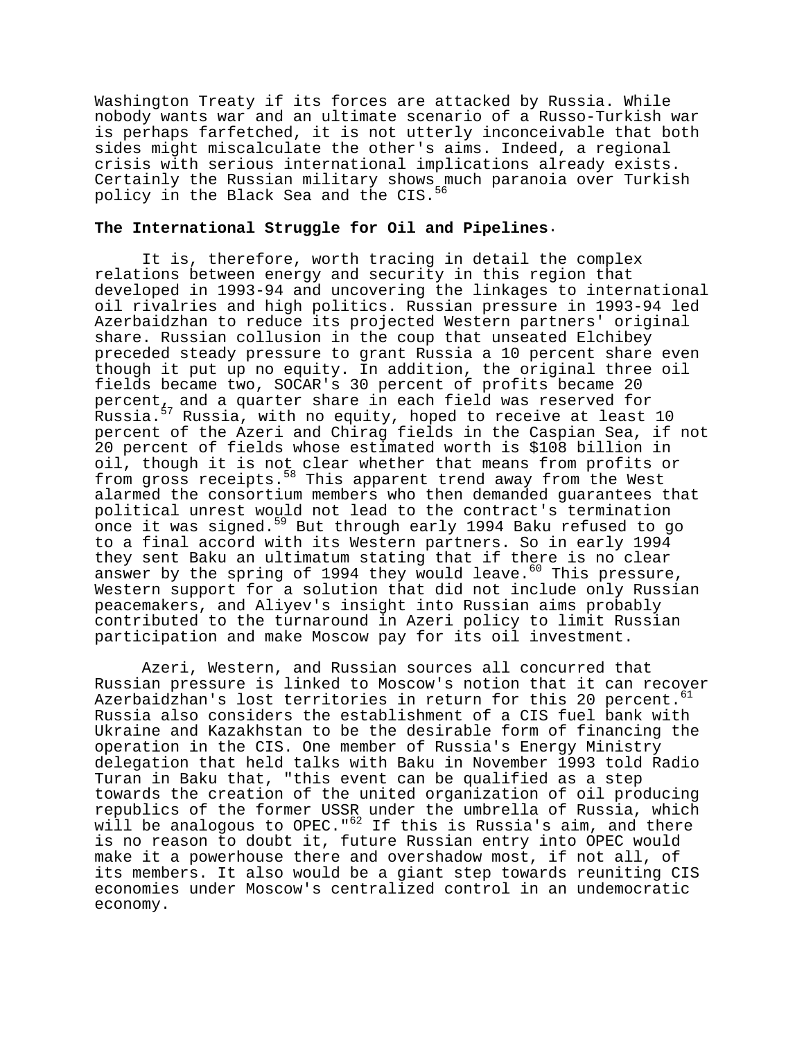Washington Treaty if its forces are attacked by Russia. While nobody wants war and an ultimate scenario of a Russo-Turkish war is perhaps farfetched, it is not utterly inconceivable that both sides might miscalculate the other's aims. Indeed, a regional crisis with serious international implications already exists. Certainly the Russian military shows much paranoia over Turkish policy in the Black Sea and the CIS.[56]

**The International Struggle for Oil and Pipelines.**

It is, therefore, worth tracing in detail the complex relations between energy and security in this region that developed in 1993-94 and uncovering the linkages to international oil rivalries and high politics. Russian pressure in 1993-94 led Azerbaidzhan to reduce its projected Western partners' original share. Russian collusion in the coup that unseated Elchibey preceded steady pressure to grant Russia a 10 percent share even though it put up no equity. In addition, the original three oil fields became two, SOCAR's 30 percent of profits became 20 percent, and a quarter share in each field was reserved for Russia.[57] Russia, with no equity, hoped to receive at least 10 percent of the Azeri and Chirag fields in the Caspian Sea, if not 20 percent of fields whose estimated worth is $108 billion in oil, though it is not clear whether that means from profits or from gross receipts.[58] This apparent trend away from the West alarmed the consortium members who then demanded guarantees that political unrest would not lead to the contract's termination once it was signed.[59] But through early 1994 Baku refused to go to a final accord with its Western partners. So in early 1994 they sent Baku an ultimatum stating that if there is no clear answer by the spring of 1994 they would leave.[60] This pressure, Western support for a solution that did not include only Russian peacemakers, and Aliyev's insight into Russian aims probably contributed to the turnaround in Azeri policy to limit Russian participation and make Moscow pay for its oil investment.

Azeri, Western, and Russian sources all concurred that Russian pressure is linked to Moscow's notion that it can recover Azerbaidzhan's lost territories in return for this 20 percent.[61] Russia also considers the establishment of a CIS fuel bank with Ukraine and Kazakhstan to be the desirable form of financing the operation in the CIS. One member of Russia's Energy Ministry delegation that held talks with Baku in November 1993 told Radio Turan in Baku that, "this event can be qualified as a step towards the creation of the united organization of oil producing republics of the former USSR under the umbrella of Russia, which will be analogous to OPEC."[62] If this is Russia's aim, and there is no reason to doubt it, future Russian entry into OPEC would make it a powerhouse there and overshadow most, if not all, of its members. It also would be a giant step towards reuniting CIS economies under Moscow's centralized control in an undemocratic economy.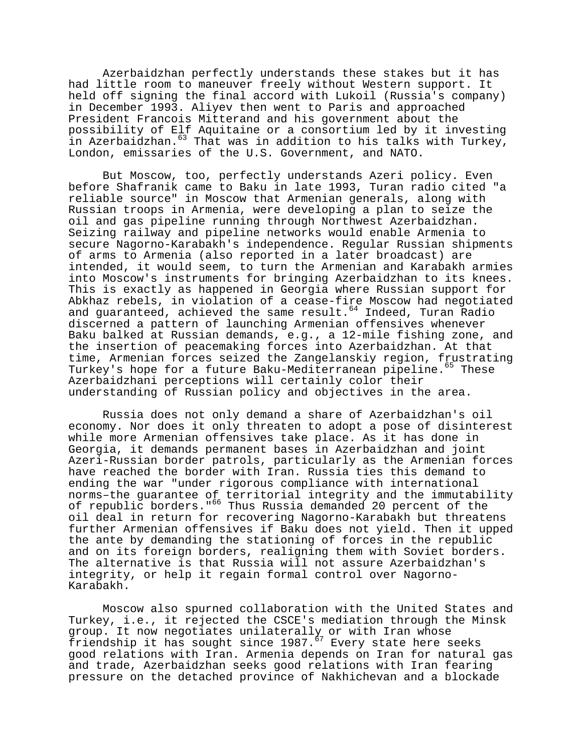Azerbaidzhan perfectly understands these stakes but it has had little room to maneuver freely without Western support. It held off signing the final accord with Lukoil (Russia's company) in December 1993. Aliyev then went to Paris and approached President Francois Mitterand and his government about the possibility of Elf Aquitaine or a consortium led by it investing in Azerbaidzhan.[63] That was in addition to his talks with Turkey, London, emissaries of the U.S. Government, and NATO.

But Moscow, too, perfectly understands Azeri policy. Even before Shafranik came to Baku in late 1993, Turan radio cited "a reliable source" in Moscow that Armenian generals, along with Russian troops in Armenia, were developing a plan to seize the oil and gas pipeline running through Northwest Azerbaidzhan. Seizing railway and pipeline networks would enable Armenia to secure Nagorno-Karabakh's independence. Regular Russian shipments of arms to Armenia (also reported in a later broadcast) are intended, it would seem, to turn the Armenian and Karabakh armies into Moscow's instruments for bringing Azerbaidzhan to its knees. This is exactly as happened in Georgia where Russian support for Abkhaz rebels, in violation of a cease-fire Moscow had negotiated and guaranteed, achieved the same result.[64] Indeed, Turan Radio discerned a pattern of launching Armenian offensives whenever Baku balked at Russian demands, e.g., a 12-mile fishing zone, and the insertion of peacemaking forces into Azerbaidzhan. At that time, Armenian forces seized the Zangelanskiy region, frustrating Turkey's hope for a future Baku-Mediterranean pipeline.[65] These Azerbaidzhani perceptions will certainly color their understanding of Russian policy and objectives in the area.

Russia does not only demand a share of Azerbaidzhan's oil economy. Nor does it only threaten to adopt a pose of disinterest while more Armenian offensives take place. As it has done in Georgia, it demands permanent bases in Azerbaidzhan and joint Azeri-Russian border patrols, particularly as the Armenian forces have reached the border with Iran. Russia ties this demand to ending the war "under rigorous compliance with international norms–the guarantee of territorial integrity and the immutability of republic borders."[66] Thus Russia demanded 20 percent of the oil deal in return for recovering Nagorno-Karabakh but threatens further Armenian offensives if Baku does not yield. Then it upped the ante by demanding the stationing of forces in the republic and on its foreign borders, realigning them with Soviet borders. The alternative is that Russia will not assure Azerbaidzhan's integrity, or help it regain formal control over Nagorno-Karabakh.

Moscow also spurned collaboration with the United States and Turkey, i.e., it rejected the CSCE's mediation through the Minsk group. It now negotiates unilaterally or with Iran whose friendship it has sought since 1987.[67] Every state here seeks good relations with Iran. Armenia depends on Iran for natural gas and trade, Azerbaidzhan seeks good relations with Iran fearing pressure on the detached province of Nakhichevan and a blockade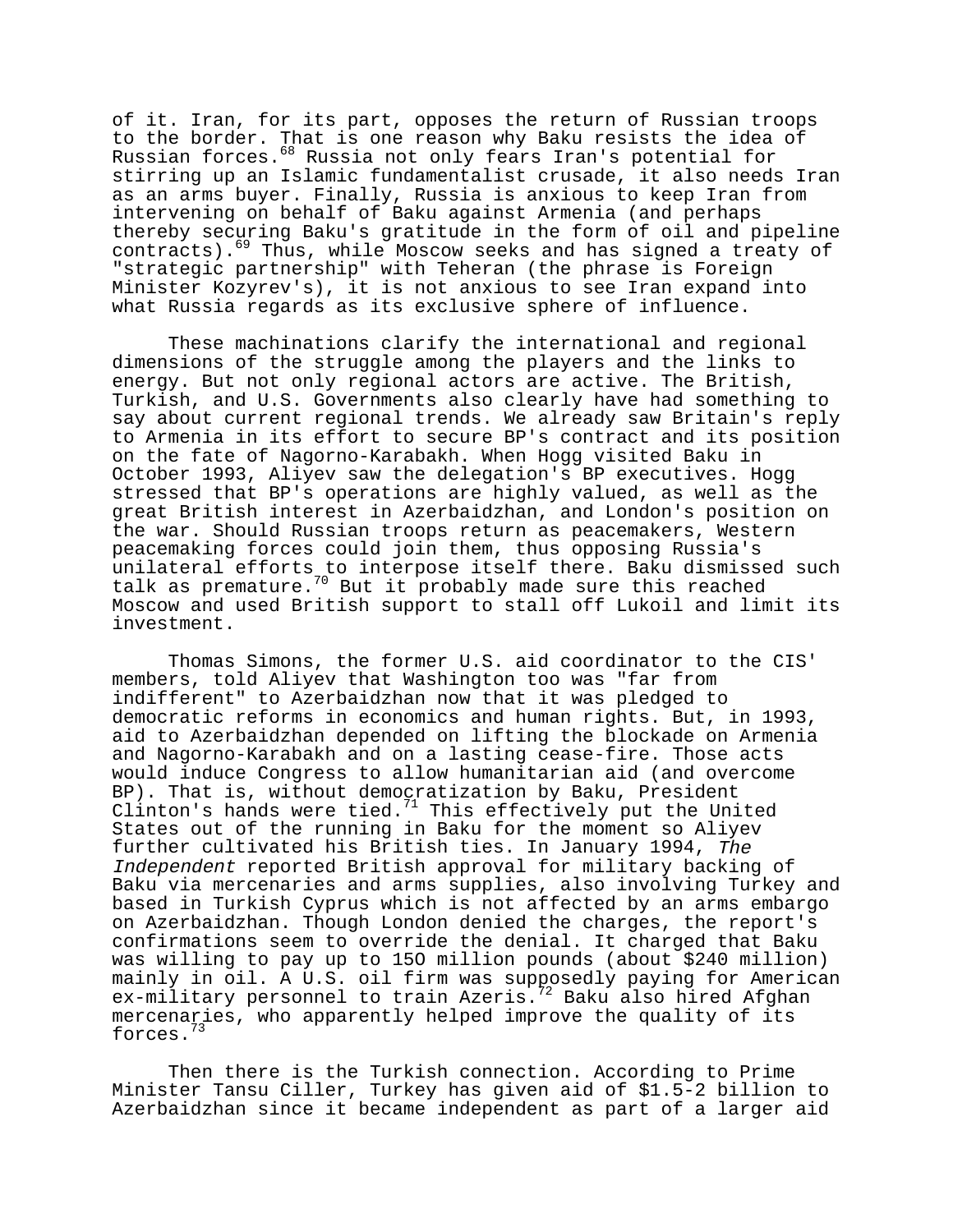of it. Iran, for its part, opposes the return of Russian troops to the border. That is one reason why Baku resists the idea of Russian forces.[68] Russia not only fears Iran's potential for stirring up an Islamic fundamentalist crusade, it also needs Iran as an arms buyer. Finally, Russia is anxious to keep Iran from intervening on behalf of Baku against Armenia (and perhaps thereby securing Baku's gratitude in the form of oil and pipeline contracts).[69] Thus, while Moscow seeks and has signed a treaty of "strategic partnership" with Teheran (the phrase is Foreign Minister Kozyrev's), it is not anxious to see Iran expand into what Russia regards as its exclusive sphere of influence.

These machinations clarify the international and regional dimensions of the struggle among the players and the links to energy. But not only regional actors are active. The British, Turkish, and U.S. Governments also clearly have had something to say about current regional trends. We already saw Britain's reply to Armenia in its effort to secure BP's contract and its position on the fate of Nagorno-Karabakh. When Hogg visited Baku in October 1993, Aliyev saw the delegation's BP executives. Hogg stressed that BP's operations are highly valued, as well as the great British interest in Azerbaidzhan, and London's position on the war. Should Russian troops return as peacemakers, Western peacemaking forces could join them, thus opposing Russia's unilateral efforts to interpose itself there. Baku dismissed such talk as premature.[70] But it probably made sure this reached Moscow and used British support to stall off Lukoil and limit its investment.

Thomas Simons, the former U.S. aid coordinator to the CIS' members, told Aliyev that Washington too was "far from indifferent" to Azerbaidzhan now that it was pledged to democratic reforms in economics and human rights. But, in 1993, aid to Azerbaidzhan depended on lifting the blockade on Armenia and Nagorno-Karabakh and on a lasting cease-fire. Those acts would induce Congress to allow humanitarian aid (and overcome BP). That is, without democratization by Baku, President Clinton's hands were tied.[71] This effectively put the United States out of the running in Baku for the moment so Aliyev further cultivated his British ties. In January 1994, *The Independent* reported British approval for military backing of Baku via mercenaries and arms supplies, also involving Turkey and based in Turkish Cyprus which is not affected by an arms embargo on Azerbaidzhan. Though London denied the charges, the report's confirmations seem to override the denial. It charged that Baku was willing to pay up to 150 million pounds (about $240 million) mainly in oil. A U.S. oil firm was supposedly paying for American ex-military personnel to train Azeris.[72] Baku also hired Afghan mercenaries, who apparently helped improve the quality of its forces.[73]

Then there is the Turkish connection. According to Prime Minister Tansu Ciller, Turkey has given aid of $1.5-2 billion to Azerbaidzhan since it became independent as part of a larger aid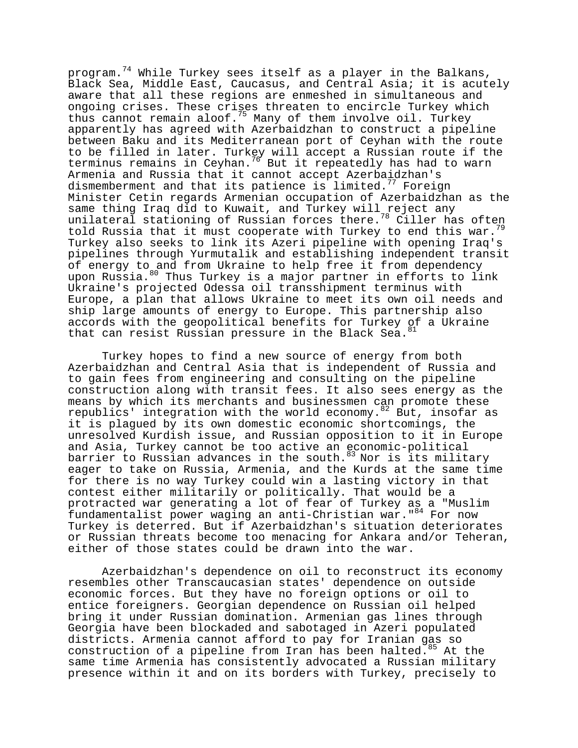program.[74] While Turkey sees itself as a player in the Balkans, Black Sea, Middle East, Caucasus, and Central Asia; it is acutely aware that all these regions are enmeshed in simultaneous and ongoing crises. These crises threaten to encircle Turkey which thus cannot remain aloof.[75] Many of them involve oil. Turkey apparently has agreed with Azerbaidzhan to construct a pipeline between Baku and its Mediterranean port of Ceyhan with the route to be filled in later. Turkey will accept a Russian route if the terminus remains in Ceyhan.[76] But it repeatedly has had to warn Armenia and Russia that it cannot accept Azerbaidzhan's dismemberment and that its patience is limited.[77] Foreign Minister Cetin regards Armenian occupation of Azerbaidzhan as the same thing Iraq did to Kuwait, and Turkey will reject any unilateral stationing of Russian forces there.[78] Ciller has often told Russia that it must cooperate with Turkey to end this war.[79] Turkey also seeks to link its Azeri pipeline with opening Iraq's pipelines through Yurmutalik and establishing independent transit of energy to and from Ukraine to help free it from dependency upon Russia.[80] Thus Turkey is a major partner in efforts to link Ukraine's projected Odessa oil transshipment terminus with Europe, a plan that allows Ukraine to meet its own oil needs and ship large amounts of energy to Europe. This partnership also accords with the geopolitical benefits for Turkey of a Ukraine that can resist Russian pressure in the Black Sea.[81]

Turkey hopes to find a new source of energy from both Azerbaidzhan and Central Asia that is independent of Russia and to gain fees from engineering and consulting on the pipeline construction along with transit fees. It also sees energy as the means by which its merchants and businessmen can promote these republics' integration with the world economy.[82] But, insofar as it is plagued by its own domestic economic shortcomings, the unresolved Kurdish issue, and Russian opposition to it in Europe and Asia, Turkey cannot be too active an economic-political barrier to Russian advances in the south.[83] Nor is its military eager to take on Russia, Armenia, and the Kurds at the same time for there is no way Turkey could win a lasting victory in that contest either militarily or politically. That would be a protracted war generating a lot of fear of Turkey as a "Muslim fundamentalist power waging an anti-Christian war."[84] For now Turkey is deterred. But if Azerbaidzhan's situation deteriorates or Russian threats become too menacing for Ankara and/or Teheran, either of those states could be drawn into the war.

Azerbaidzhan's dependence on oil to reconstruct its economy resembles other Transcaucasian states' dependence on outside economic forces. But they have no foreign options or oil to entice foreigners. Georgian dependence on Russian oil helped bring it under Russian domination. Armenian gas lines through Georgia have been blockaded and sabotaged in Azeri populated districts. Armenia cannot afford to pay for Iranian gas so construction of a pipeline from Iran has been halted.[85] At the same time Armenia has consistently advocated a Russian military presence within it and on its borders with Turkey, precisely to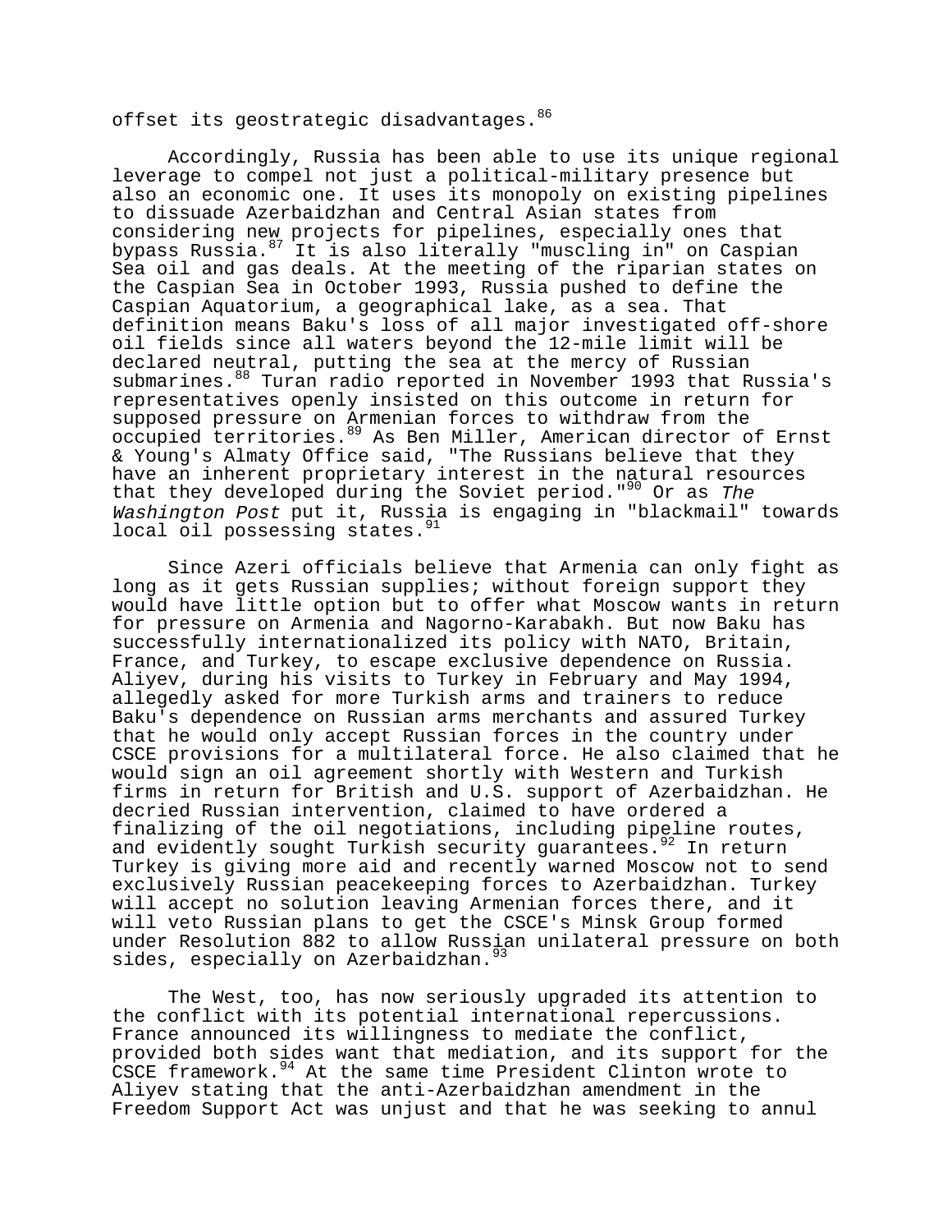offset its geostrategic disadvantages.[86]

Accordingly, Russia has been able to use its unique regional leverage to compel not just a political-military presence but also an economic one. It uses its monopoly on existing pipelines to dissuade Azerbaidzhan and Central Asian states from considering new projects for pipelines, especially ones that bypass Russia.[87] It is also literally "muscling in" on Caspian Sea oil and gas deals. At the meeting of the riparian states on the Caspian Sea in October 1993, Russia pushed to define the Caspian Aquatorium, a geographical lake, as a sea. That definition means Baku's loss of all major investigated off-shore oil fields since all waters beyond the 12-mile limit will be declared neutral, putting the sea at the mercy of Russian submarines.[88] Turan radio reported in November 1993 that Russia's representatives openly insisted on this outcome in return for supposed pressure on Armenian forces to withdraw from the occupied territories.[89] As Ben Miller, American director of Ernst & Young's Almaty Office said, "The Russians believe that they have an inherent proprietary interest in the natural resources that they developed during the Soviet period."[90] Or as *The Washington Post* put it, Russia is engaging in "blackmail" towards local oil possessing states.[91]

Since Azeri officials believe that Armenia can only fight as long as it gets Russian supplies; without foreign support they would have little option but to offer what Moscow wants in return for pressure on Armenia and Nagorno-Karabakh. But now Baku has successfully internationalized its policy with NATO, Britain, France, and Turkey, to escape exclusive dependence on Russia. Aliyev, during his visits to Turkey in February and May 1994, allegedly asked for more Turkish arms and trainers to reduce Baku's dependence on Russian arms merchants and assured Turkey that he would only accept Russian forces in the country under CSCE provisions for a multilateral force. He also claimed that he would sign an oil agreement shortly with Western and Turkish firms in return for British and U.S. support of Azerbaidzhan. He decried Russian intervention, claimed to have ordered a finalizing of the oil negotiations, including pipeline routes, and evidently sought Turkish security guarantees.[92] In return Turkey is giving more aid and recently warned Moscow not to send exclusively Russian peacekeeping forces to Azerbaidzhan. Turkey will accept no solution leaving Armenian forces there, and it will veto Russian plans to get the CSCE's Minsk Group formed under Resolution 882 to allow Russian unilateral pressure on both sides, especially on Azerbaidzhan.[93]

The West, too, has now seriously upgraded its attention to the conflict with its potential international repercussions. France announced its willingness to mediate the conflict, provided both sides want that mediation, and its support for the CSCE framework.[94] At the same time President Clinton wrote to Aliyev stating that the anti-Azerbaidzhan amendment in the Freedom Support Act was unjust and that he was seeking to annul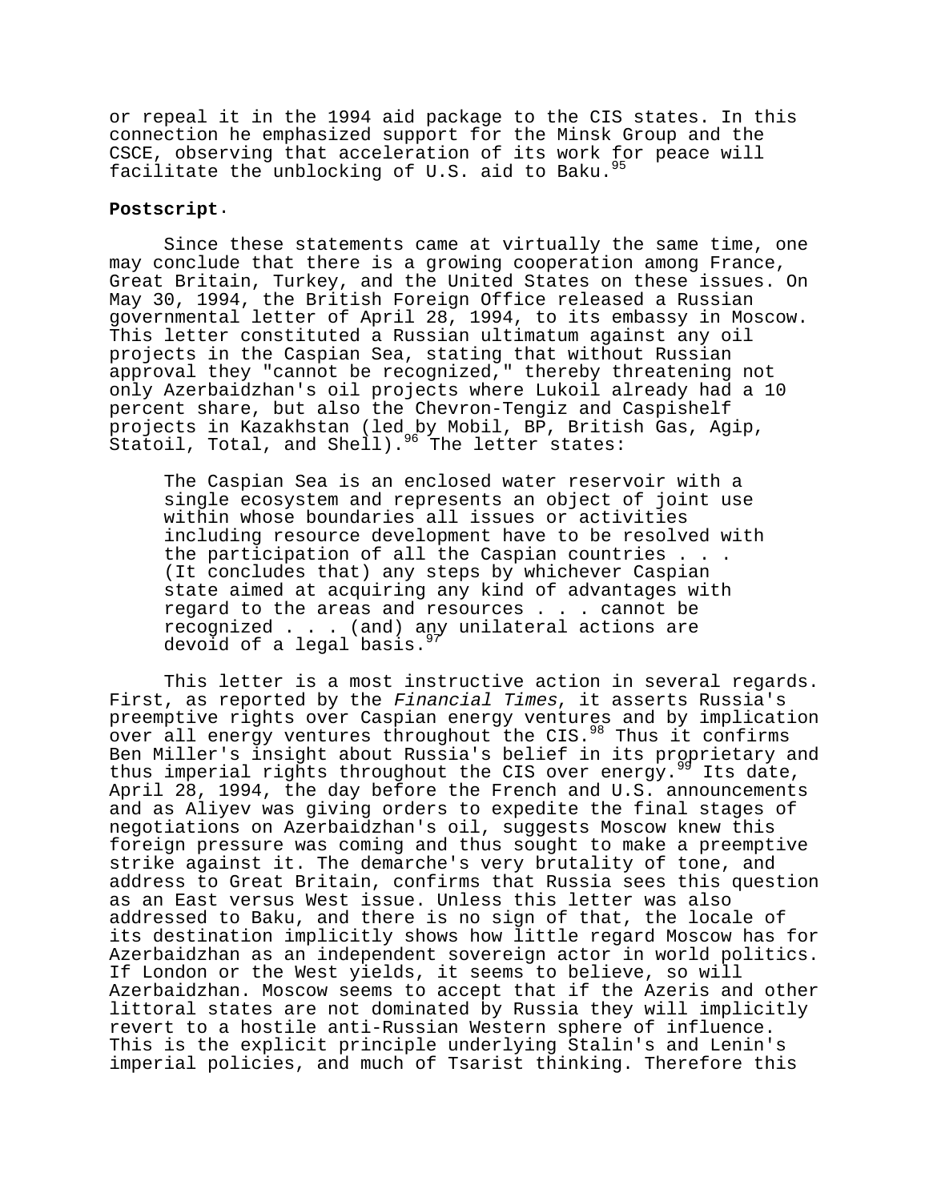or repeal it in the 1994 aid package to the CIS states. In this connection he emphasized support for the Minsk Group and the CSCE, observing that acceleration of its work for peace will facilitate the unblocking of U.S. aid to Baku.[95]

**Postscript.**

Since these statements came at virtually the same time, one may conclude that there is a growing cooperation among France, Great Britain, Turkey, and the United States on these issues. On May 30, 1994, the British Foreign Office released a Russian governmental letter of April 28, 1994, to its embassy in Moscow. This letter constituted a Russian ultimatum against any oil projects in the Caspian Sea, stating that without Russian approval they "cannot be recognized," thereby threatening not only Azerbaidzhan's oil projects where Lukoil already had a 10 percent share, but also the Chevron-Tengiz and Caspishelf projects in Kazakhstan (led by Mobil, BP, British Gas, Agip, Statoil, Total, and Shell).[96] The letter states:

> The Caspian Sea is an enclosed water reservoir with a single ecosystem and represents an object of joint use within whose boundaries all issues or activities including resource development have to be resolved with the participation of all the Caspian countries . . . (It concludes that) any steps by whichever Caspian state aimed at acquiring any kind of advantages with regard to the areas and resources . . . cannot be recognized . . . (and) any unilateral actions are devoid of a legal basis.[97]

This letter is a most instructive action in several regards. First, as reported by the *Financial Times*, it asserts Russia's preemptive rights over Caspian energy ventures and by implication over all energy ventures throughout the CIS.[98] Thus it confirms Ben Miller's insight about Russia's belief in its proprietary and thus imperial rights throughout the CIS over energy.[99] Its date, April 28, 1994, the day before the French and U.S. announcements and as Aliyev was giving orders to expedite the final stages of negotiations on Azerbaidzhan's oil, suggests Moscow knew this foreign pressure was coming and thus sought to make a preemptive strike against it. The demarche's very brutality of tone, and address to Great Britain, confirms that Russia sees this question as an East versus West issue. Unless this letter was also addressed to Baku, and there is no sign of that, the locale of its destination implicitly shows how little regard Moscow has for Azerbaidzhan as an independent sovereign actor in world politics. If London or the West yields, it seems to believe, so will Azerbaidzhan. Moscow seems to accept that if the Azeris and other littoral states are not dominated by Russia they will implicitly revert to a hostile anti-Russian Western sphere of influence. This is the explicit principle underlying Stalin's and Lenin's imperial policies, and much of Tsarist thinking. Therefore this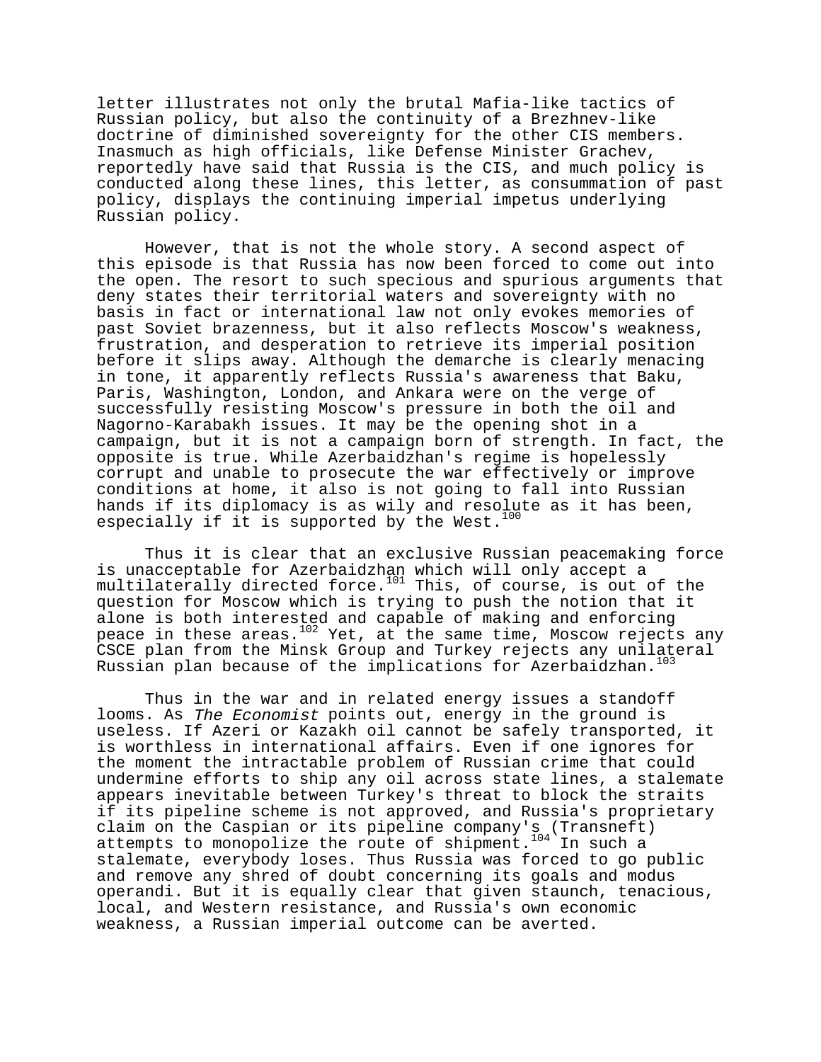letter illustrates not only the brutal Mafia-like tactics of Russian policy, but also the continuity of a Brezhnev-like doctrine of diminished sovereignty for the other CIS members. Inasmuch as high officials, like Defense Minister Grachev, reportedly have said that Russia is the CIS, and much policy is conducted along these lines, this letter, as consummation of past policy, displays the continuing imperial impetus underlying Russian policy.

However, that is not the whole story. A second aspect of this episode is that Russia has now been forced to come out into the open. The resort to such specious and spurious arguments that deny states their territorial waters and sovereignty with no basis in fact or international law not only evokes memories of past Soviet brazenness, but it also reflects Moscow's weakness, frustration, and desperation to retrieve its imperial position before it slips away. Although the demarche is clearly menacing in tone, it apparently reflects Russia's awareness that Baku, Paris, Washington, London, and Ankara were on the verge of successfully resisting Moscow's pressure in both the oil and Nagorno-Karabakh issues. It may be the opening shot in a campaign, but it is not a campaign born of strength. In fact, the opposite is true. While Azerbaidzhan's regime is hopelessly corrupt and unable to prosecute the war effectively or improve conditions at home, it also is not going to fall into Russian hands if its diplomacy is as wily and resolute as it has been, especially if it is supported by the West.[100]

Thus it is clear that an exclusive Russian peacemaking force is unacceptable for Azerbaidzhan which will only accept a multilaterally directed force.[101] This, of course, is out of the question for Moscow which is trying to push the notion that it alone is both interested and capable of making and enforcing peace in these areas.[102] Yet, at the same time, Moscow rejects any CSCE plan from the Minsk Group and Turkey rejects any unilateral Russian plan because of the implications for Azerbaidzhan.[103]

Thus in the war and in related energy issues a standoff looms. As *The Economist* points out, energy in the ground is useless. If Azeri or Kazakh oil cannot be safely transported, it is worthless in international affairs. Even if one ignores for the moment the intractable problem of Russian crime that could undermine efforts to ship any oil across state lines, a stalemate appears inevitable between Turkey's threat to block the straits if its pipeline scheme is not approved, and Russia's proprietary claim on the Caspian or its pipeline company's (Transneft) attempts to monopolize the route of shipment.[104] In such a stalemate, everybody loses. Thus Russia was forced to go public and remove any shred of doubt concerning its goals and modus operandi. But it is equally clear that given staunch, tenacious, local, and Western resistance, and Russia's own economic weakness, a Russian imperial outcome can be averted.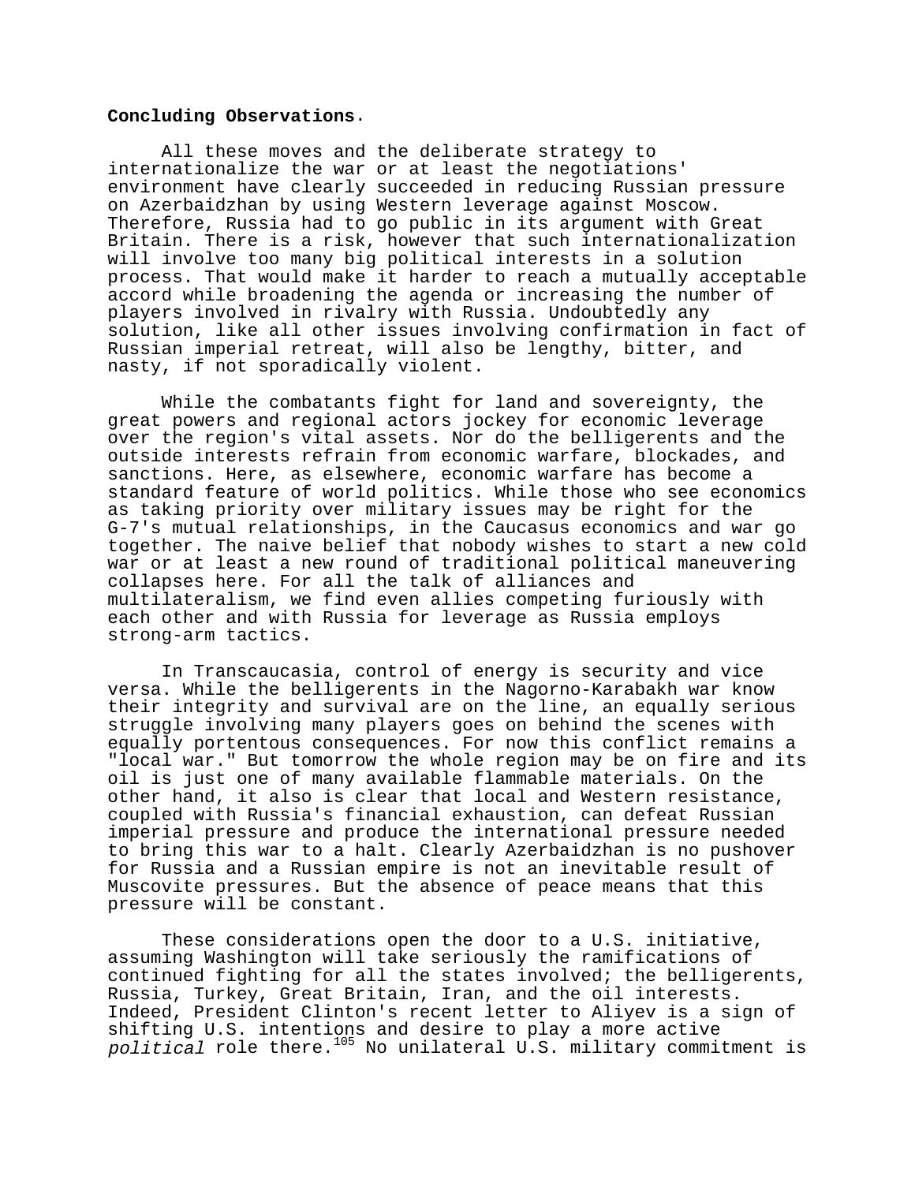**Concluding Observations**.

All these moves and the deliberate strategy to internationalize the war or at least the negotiations' environment have clearly succeeded in reducing Russian pressure on Azerbaidzhan by using Western leverage against Moscow. Therefore, Russia had to go public in its argument with Great Britain. There is a risk, however that such internationalization will involve too many big political interests in a solution process. That would make it harder to reach a mutually acceptable accord while broadening the agenda or increasing the number of players involved in rivalry with Russia. Undoubtedly any solution, like all other issues involving confirmation in fact of Russian imperial retreat, will also be lengthy, bitter, and nasty, if not sporadically violent.

While the combatants fight for land and sovereignty, the great powers and regional actors jockey for economic leverage over the region's vital assets. Nor do the belligerents and the outside interests refrain from economic warfare, blockades, and sanctions. Here, as elsewhere, economic warfare has become a standard feature of world politics. While those who see economics as taking priority over military issues may be right for the G-7's mutual relationships, in the Caucasus economics and war go together. The naive belief that nobody wishes to start a new cold war or at least a new round of traditional political maneuvering collapses here. For all the talk of alliances and multilateralism, we find even allies competing furiously with each other and with Russia for leverage as Russia employs strong-arm tactics.

In Transcaucasia, control of energy is security and vice versa. While the belligerents in the Nagorno-Karabakh war know their integrity and survival are on the line, an equally serious struggle involving many players goes on behind the scenes with equally portentous consequences. For now this conflict remains a "local war." But tomorrow the whole region may be on fire and its oil is just one of many available flammable materials. On the other hand, it also is clear that local and Western resistance, coupled with Russia's financial exhaustion, can defeat Russian imperial pressure and produce the international pressure needed to bring this war to a halt. Clearly Azerbaidzhan is no pushover for Russia and a Russian empire is not an inevitable result of Muscovite pressures. But the absence of peace means that this pressure will be constant.

These considerations open the door to a U.S. initiative, assuming Washington will take seriously the ramifications of continued fighting for all the states involved; the belligerents, Russia, Turkey, Great Britain, Iran, and the oil interests. Indeed, President Clinton's recent letter to Aliyev is a sign of shifting U.S. intentions and desire to play a more active *political* role there.[105] No unilateral U.S. military commitment is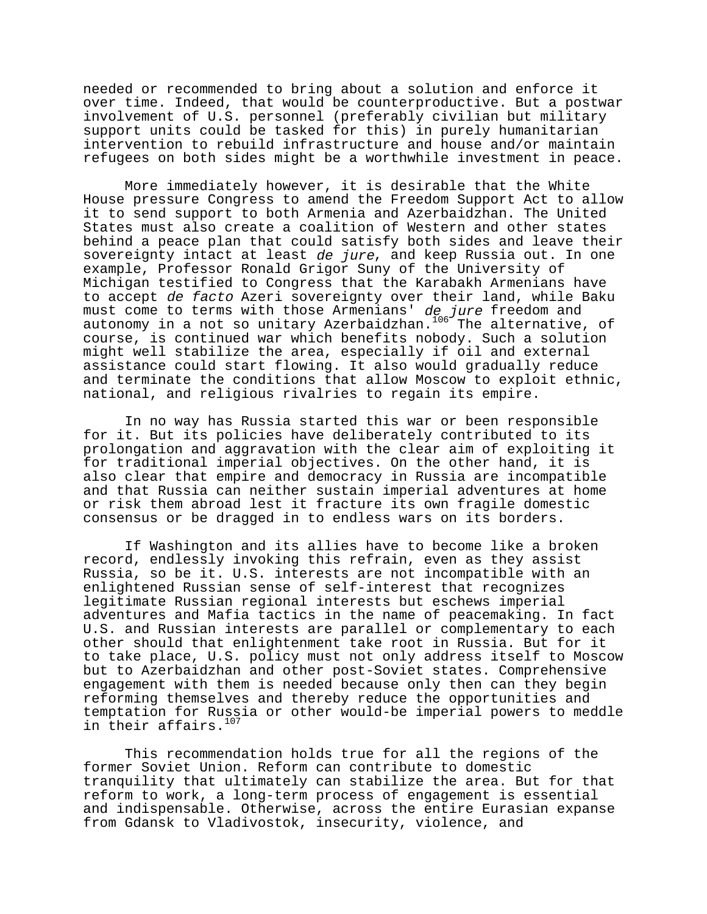needed or recommended to bring about a solution and enforce it over time. Indeed, that would be counterproductive. But a postwar involvement of U.S. personnel (preferably civilian but military support units could be tasked for this) in purely humanitarian intervention to rebuild infrastructure and house and/or maintain refugees on both sides might be a worthwhile investment in peace.

More immediately however, it is desirable that the White House pressure Congress to amend the Freedom Support Act to allow it to send support to both Armenia and Azerbaidzhan. The United States must also create a coalition of Western and other states behind a peace plan that could satisfy both sides and leave their sovereignty intact at least *de jure*, and keep Russia out. In one example, Professor Ronald Grigor Suny of the University of Michigan testified to Congress that the Karabakh Armenians have to accept *de facto* Azeri sovereignty over their land, while Baku must come to terms with those Armenians' *de jure* freedom and autonomy in a not so unitary Azerbaidzhan.[106] The alternative, of course, is continued war which benefits nobody. Such a solution might well stabilize the area, especially if oil and external assistance could start flowing. It also would gradually reduce and terminate the conditions that allow Moscow to exploit ethnic, national, and religious rivalries to regain its empire.

In no way has Russia started this war or been responsible for it. But its policies have deliberately contributed to its prolongation and aggravation with the clear aim of exploiting it for traditional imperial objectives. On the other hand, it is also clear that empire and democracy in Russia are incompatible and that Russia can neither sustain imperial adventures at home or risk them abroad lest it fracture its own fragile domestic consensus or be dragged in to endless wars on its borders.

If Washington and its allies have to become like a broken record, endlessly invoking this refrain, even as they assist Russia, so be it. U.S. interests are not incompatible with an enlightened Russian sense of self-interest that recognizes legitimate Russian regional interests but eschews imperial adventures and Mafia tactics in the name of peacemaking. In fact U.S. and Russian interests are parallel or complementary to each other should that enlightenment take root in Russia. But for it to take place, U.S. policy must not only address itself to Moscow but to Azerbaidzhan and other post-Soviet states. Comprehensive engagement with them is needed because only then can they begin reforming themselves and thereby reduce the opportunities and temptation for Russia or other would-be imperial powers to meddle in their affairs.[107]

This recommendation holds true for all the regions of the former Soviet Union. Reform can contribute to domestic tranquility that ultimately can stabilize the area. But for that reform to work, a long-term process of engagement is essential and indispensable. Otherwise, across the entire Eurasian expanse from Gdansk to Vladivostok, insecurity, violence, and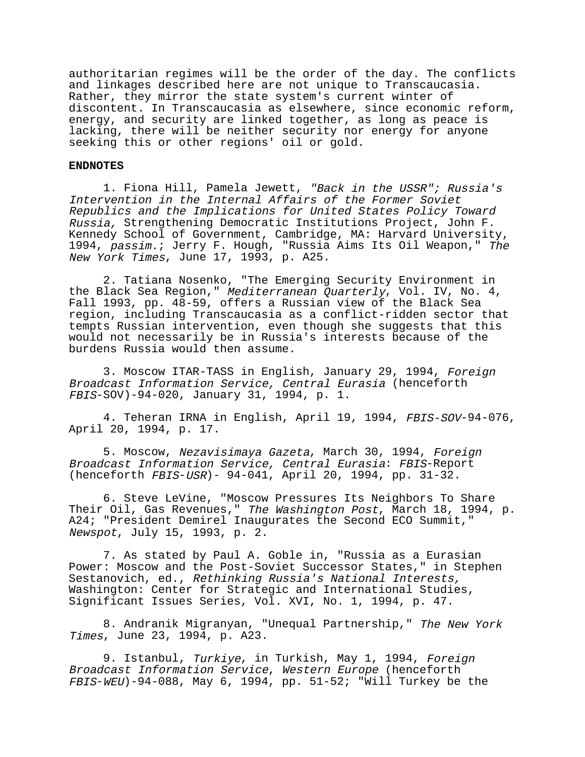authoritarian regimes will be the order of the day. The conflicts and linkages described here are not unique to Transcaucasia. Rather, they mirror the state system's current winter of discontent. In Transcaucasia as elsewhere, since economic reform, energy, and security are linked together, as long as peace is lacking, there will be neither security nor energy for anyone seeking this or other regions' oil or gold.

**ENDNOTES**

1. Fiona Hill, Pamela Jewett, *"Back in the USSR"; Russia's Intervention in the Internal Affairs of the Former Soviet Republics and the Implications for United States Policy Toward Russia,* Strengthening Democratic Institutions Project, John F. Kennedy School of Government, Cambridge, MA: Harvard University, 1994, *passim.*; Jerry F. Hough, "Russia Aims Its Oil Weapon," *The New York Times*, June 17, 1993, p. A25.

2. Tatiana Nosenko, "The Emerging Security Environment in the Black Sea Region," *Mediterranean Quarterly*, Vol. IV, No. 4, Fall 1993, pp. 48-59, offers a Russian view of the Black Sea region, including Transcaucasia as a conflict-ridden sector that tempts Russian intervention, even though she suggests that this would not necessarily be in Russia's interests because of the burdens Russia would then assume.

3. Moscow ITAR-TASS in English, January 29, 1994, *Foreign Broadcast Information Service, Central Eurasia* (henceforth *FBIS*-SOV)-94-020, January 31, 1994, p. 1.

4. Teheran IRNA in English, April 19, 1994, *FBIS-SOV*-94-076, April 20, 1994, p. 17.

5. Moscow, *Nezavisimaya Gazeta*, March 30, 1994, *Foreign Broadcast Information Service, Central Eurasia*: *FBIS*-Report (henceforth *FBIS-USR*)- 94-041, April 20, 1994, pp. 31-32.

6. Steve LeVine, "Moscow Pressures Its Neighbors To Share Their Oil, Gas Revenues," *The Washington Post*, March 18, 1994, p. A24; "President Demirel Inaugurates the Second ECO Summit," *Newspot*, July 15, 1993, p. 2.

7. As stated by Paul A. Goble in, "Russia as a Eurasian Power: Moscow and the Post-Soviet Successor States," in Stephen Sestanovich, ed., *Rethinking Russia's National Interests,* Washington: Center for Strategic and International Studies, Significant Issues Series, Vol. XVI, No. 1, 1994, p. 47.

8. Andranik Migranyan, "Unequal Partnership," *The New York Times*, June 23, 1994, p. A23.

9. Istanbul, *Turkiye*, in Turkish, May 1, 1994, *Foreign Broadcast Information Service*, *Western Europe* (henceforth *FBIS-WEU*)-94-088, May 6, 1994, pp. 51-52; "Will Turkey be the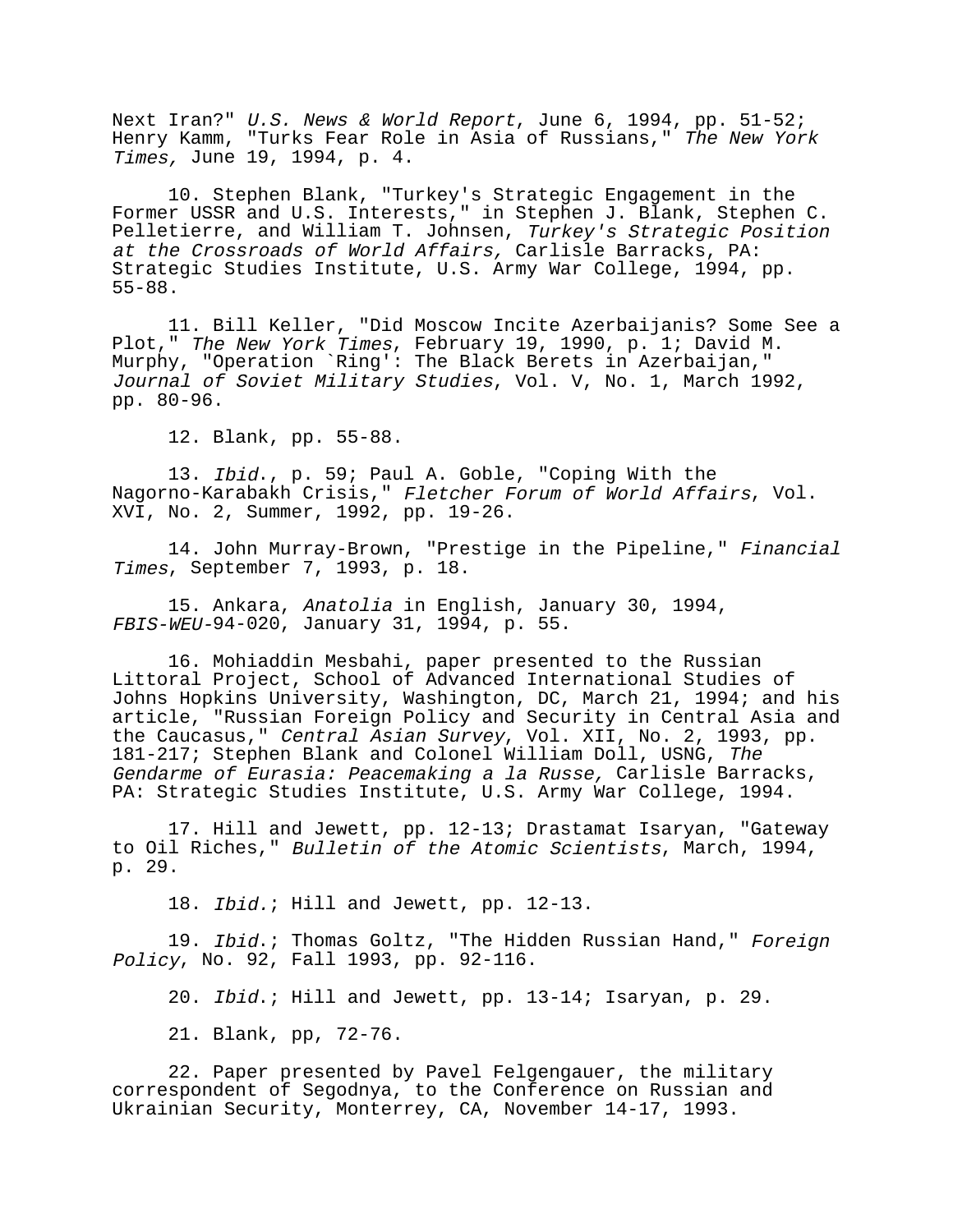Next Iran?" *U.S. News & World Report*, June 6, 1994, pp. 51-52; Henry Kamm, "Turks Fear Role in Asia of Russians," *The New York Times,* June 19, 1994, p. 4.

10. Stephen Blank, "Turkey's Strategic Engagement in the Former USSR and U.S. Interests," in Stephen J. Blank, Stephen C. Pelletierre, and William T. Johnsen, *Turkey's Strategic Position at the Crossroads of World Affairs,* Carlisle Barracks, PA: Strategic Studies Institute, U.S. Army War College, 1994, pp. 55-88.

11. Bill Keller, "Did Moscow Incite Azerbaijanis? Some See a Plot," *The New York Times*, February 19, 1990, p. 1; David M. Murphy, "Operation `Ring': The Black Berets in Azerbaijan," *Journal of Soviet Military Studies*, Vol. V, No. 1, March 1992, pp. 80-96.

12. Blank, pp. 55-88.

13. *Ibid.*, p. 59; Paul A. Goble, "Coping With the Nagorno-Karabakh Crisis," *Fletcher Forum of World Affairs*, Vol. XVI, No. 2, Summer, 1992, pp. 19-26.

14. John Murray-Brown, "Prestige in the Pipeline," *Financial Times*, September 7, 1993, p. 18.

15. Ankara, *Anatolia* in English, January 30, 1994, *FBIS-WEU*-94-020, January 31, 1994, p. 55.

16. Mohiaddin Mesbahi, paper presented to the Russian Littoral Project, School of Advanced International Studies of Johns Hopkins University, Washington, DC, March 21, 1994; and his article, "Russian Foreign Policy and Security in Central Asia and the Caucasus," *Central Asian Survey*, Vol. XII, No. 2, 1993, pp. 181-217; Stephen Blank and Colonel William Doll, USNG, *The Gendarme of Eurasia: Peacemaking a la Russe,* Carlisle Barracks, PA: Strategic Studies Institute, U.S. Army War College, 1994.

17. Hill and Jewett, pp. 12-13; Drastamat Isaryan, "Gateway to Oil Riches," *Bulletin of the Atomic Scientists*, March, 1994, p. 29.

18. *Ibid.*; Hill and Jewett, pp. 12-13.

19. *Ibid.*; Thomas Goltz, "The Hidden Russian Hand," *Foreign Policy*, No. 92, Fall 1993, pp. 92-116.

20. *Ibid.*; Hill and Jewett, pp. 13-14; Isaryan, p. 29.

21. Blank, pp, 72-76.

22. Paper presented by Pavel Felgengauer, the military correspondent of Segodnya, to the Conference on Russian and Ukrainian Security, Monterrey, CA, November 14-17, 1993.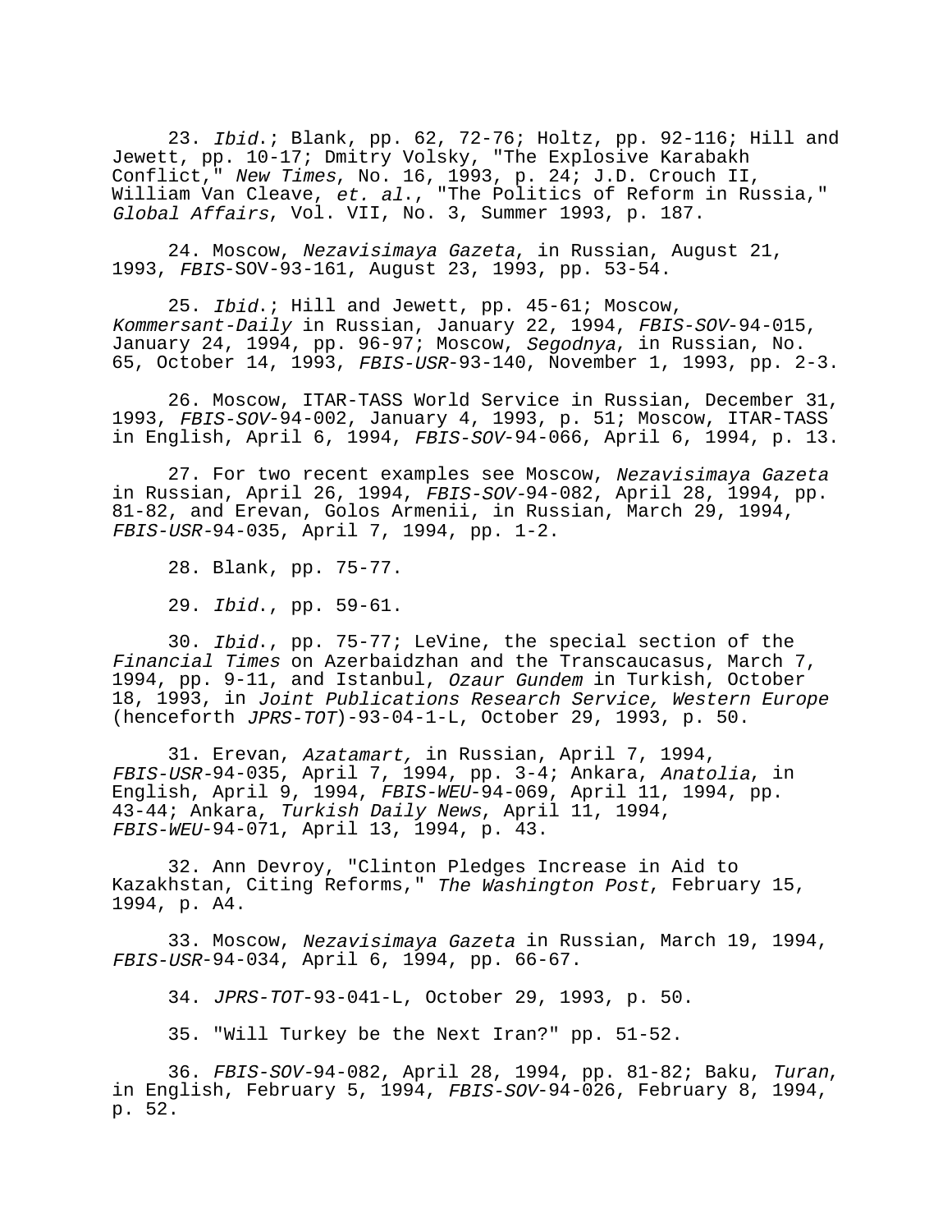23. *Ibid*.; Blank, pp. 62, 72-76; Holtz, pp. 92-116; Hill and Jewett, pp. 10-17; Dmitry Volsky, "The Explosive Karabakh Conflict," *New Times*, No. 16, 1993, p. 24; J.D. Crouch II, William Van Cleave, *et. al*., "The Politics of Reform in Russia," *Global Affairs*, Vol. VII, No. 3, Summer 1993, p. 187.

24. Moscow, *Nezavisimaya Gazeta*, in Russian, August 21, 1993, *FBIS*-SOV-93-161, August 23, 1993, pp. 53-54.

25. *Ibid*.; Hill and Jewett, pp. 45-61; Moscow, *Kommersant-Daily* in Russian, January 22, 1994, *FBIS-SOV*-94-015, January 24, 1994, pp. 96-97; Moscow, *Segodnya*, in Russian, No. 65, October 14, 1993, *FBIS-USR*-93-140, November 1, 1993, pp. 2-3.

26. Moscow, ITAR-TASS World Service in Russian, December 31, 1993, *FBIS-SOV*-94-002, January 4, 1993, p. 51; Moscow, ITAR-TASS in English, April 6, 1994, *FBIS-SOV*-94-066, April 6, 1994, p. 13.

27. For two recent examples see Moscow, *Nezavisimaya Gazeta* in Russian, April 26, 1994, *FBIS-SOV*-94-082, April 28, 1994, pp. 81-82, and Erevan, Golos Armenii, in Russian, March 29, 1994, *FBIS-USR*-94-035, April 7, 1994, pp. 1-2.

28. Blank, pp. 75-77.

29. *Ibid*., pp. 59-61.

30. *Ibid*., pp. 75-77; LeVine, the special section of the *Financial Times* on Azerbaidzhan and the Transcaucasus, March 7, 1994, pp. 9-11, and Istanbul, *Ozaur Gundem* in Turkish, October 18, 1993, in *Joint Publications Research Service, Western Europe* (henceforth *JPRS-TOT*)-93-04-1-L, October 29, 1993, p. 50.

31. Erevan, *Azatamart,* in Russian, April 7, 1994, *FBIS-USR*-94-035, April 7, 1994, pp. 3-4; Ankara, *Anatolia*, in English, April 9, 1994, *FBIS-WEU*-94-069, April 11, 1994, pp. 43-44; Ankara, *Turkish Daily News*, April 11, 1994, *FBIS-WEU*-94-071, April 13, 1994, p. 43.

32. Ann Devroy, "Clinton Pledges Increase in Aid to Kazakhstan, Citing Reforms," *The Washington Post*, February 15, 1994, p. A4.

33. Moscow, *Nezavisimaya Gazeta* in Russian, March 19, 1994, *FBIS-USR*-94-034, April 6, 1994, pp. 66-67.

34. *JPRS-TOT*-93-041-L, October 29, 1993, p. 50.

35. "Will Turkey be the Next Iran?" pp. 51-52.

36. *FBIS-SOV*-94-082, April 28, 1994, pp. 81-82; Baku, *Turan*, in English, February 5, 1994, *FBIS-SOV*-94-026, February 8, 1994, p. 52.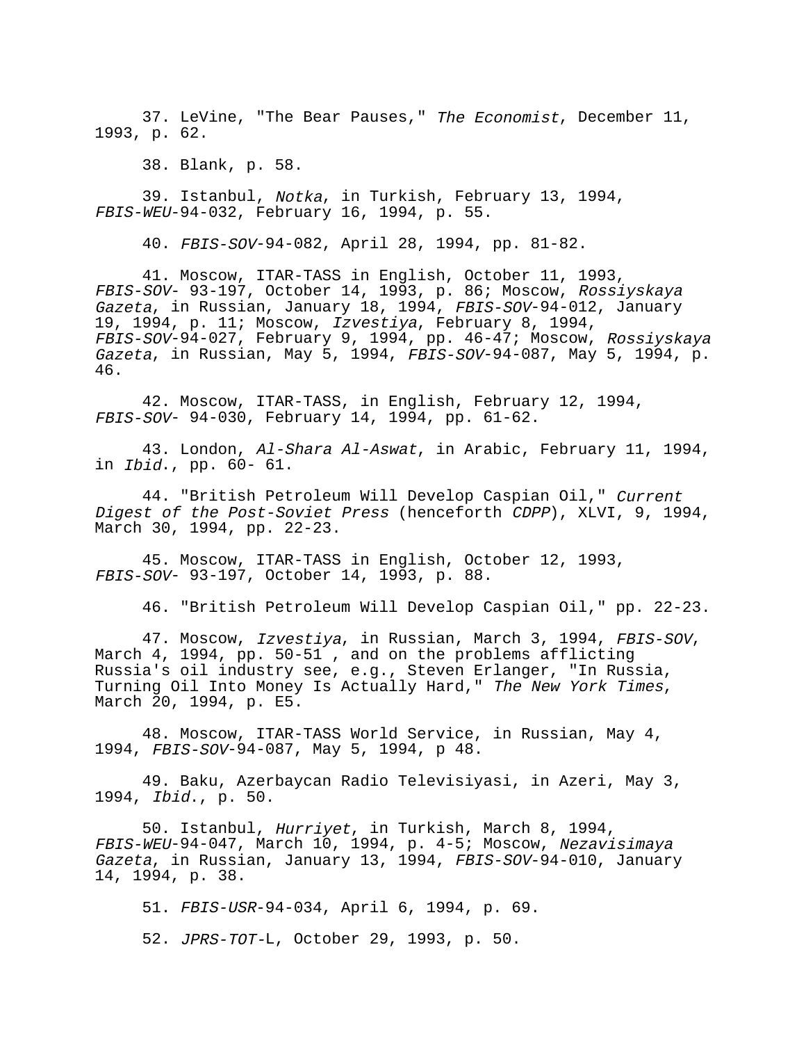37. LeVine, "The Bear Pauses," *The Economist*, December 11, 1993, p. 62.

38. Blank, p. 58.

39. Istanbul, *Notka*, in Turkish, February 13, 1994, *FBIS-WEU*-94-032, February 16, 1994, p. 55.

40. *FBIS-SOV*-94-082, April 28, 1994, pp. 81-82.

41. Moscow, ITAR-TASS in English, October 11, 1993, *FBIS-SOV*- 93-197, October 14, 1993, p. 86; Moscow, *Rossiyskaya Gazeta*, in Russian, January 18, 1994, *FBIS-SOV*-94-012, January 19, 1994, p. 11; Moscow, *Izvestiya*, February 8, 1994, *FBIS-SOV*-94-027, February 9, 1994, pp. 46-47; Moscow, *Rossiyskaya Gazeta*, in Russian, May 5, 1994, *FBIS-SOV*-94-087, May 5, 1994, p. 46.

42. Moscow, ITAR-TASS, in English, February 12, 1994, *FBIS-SOV*- 94-030, February 14, 1994, pp. 61-62.

43. London, *Al-Shara Al-Aswat*, in Arabic, February 11, 1994, in *Ibid*., pp. 60- 61.

44. "British Petroleum Will Develop Caspian Oil," *Current Digest of the Post-Soviet Press* (henceforth *CDPP*), XLVI, 9, 1994, March 30, 1994, pp. 22-23.

45. Moscow, ITAR-TASS in English, October 12, 1993, *FBIS-SOV*- 93-197, October 14, 1993, p. 88.

46. "British Petroleum Will Develop Caspian Oil," pp. 22-23.

47. Moscow, *Izvestiya*, in Russian, March 3, 1994, *FBIS-SOV*, March 4, 1994, pp. 50-51 , and on the problems afflicting Russia's oil industry see, e.g., Steven Erlanger, "In Russia, Turning Oil Into Money Is Actually Hard," *The New York Times*, March 20, 1994, p. E5.

48. Moscow, ITAR-TASS World Service, in Russian, May 4, 1994, *FBIS-SOV*-94-087, May 5, 1994, p 48.

49. Baku, Azerbaycan Radio Televisiyasi, in Azeri, May 3, 1994, *Ibid*., p. 50.

50. Istanbul, *Hurriyet*, in Turkish, March 8, 1994, *FBIS-WEU*-94-047, March 10, 1994, p. 4-5; Moscow, *Nezavisimaya Gazeta*, in Russian, January 13, 1994, *FBIS-SOV*-94-010, January 14, 1994, p. 38.

51. *FBIS-USR*-94-034, April 6, 1994, p. 69.

52. *JPRS-TOT*-L, October 29, 1993, p. 50.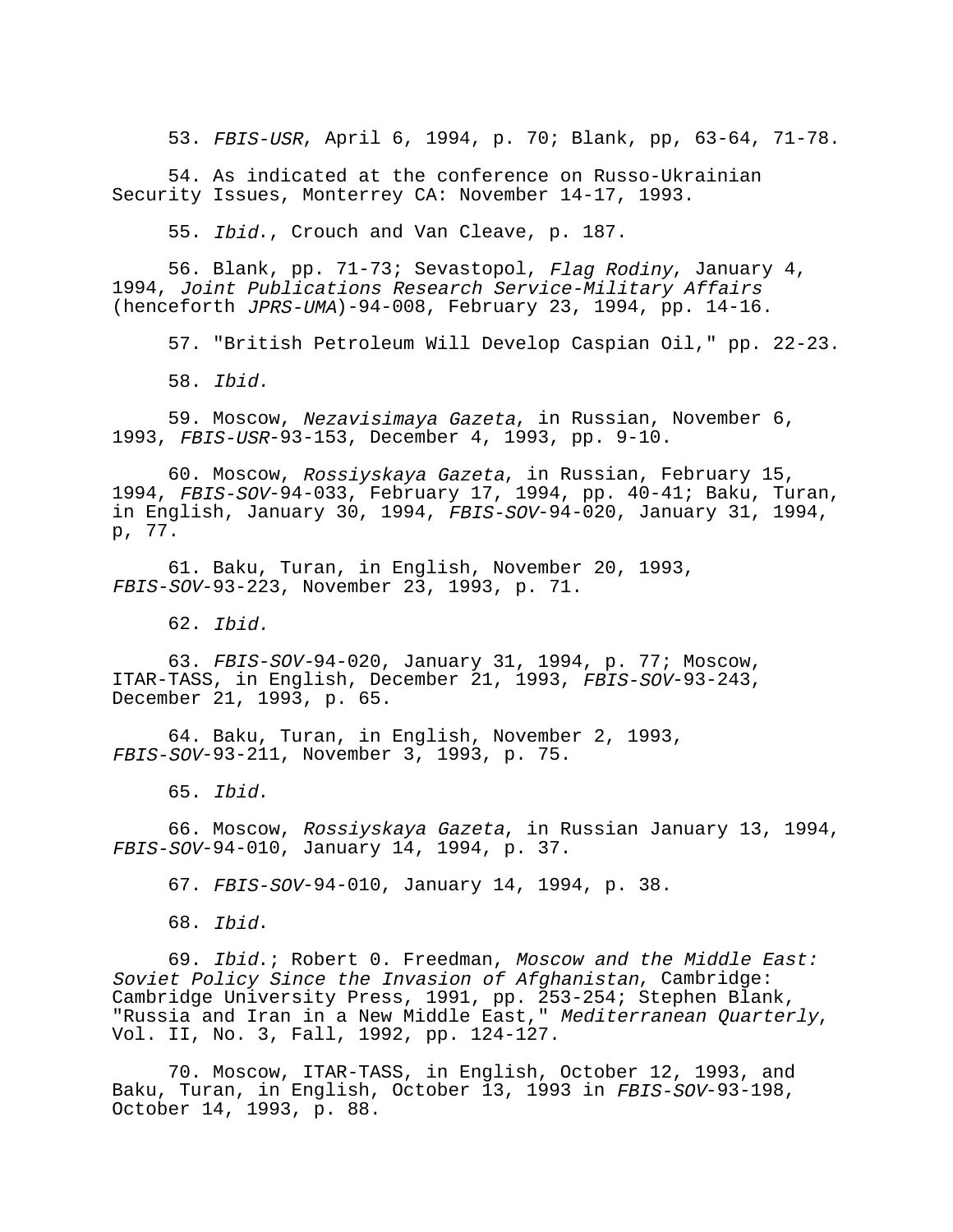53. *FBIS-USR*, April 6, 1994, p. 70; Blank, pp, 63-64, 71-78.

54. As indicated at the conference on Russo-Ukrainian Security Issues, Monterrey CA: November 14-17, 1993.

55. *Ibid*., Crouch and Van Cleave, p. 187.

56. Blank, pp. 71-73; Sevastopol, *Flag Rodiny*, January 4, 1994, *Joint Publications Research Service-Military Affairs* (henceforth *JPRS-UMA*)-94-008, February 23, 1994, pp. 14-16.

57. "British Petroleum Will Develop Caspian Oil," pp. 22-23.

58. *Ibid.*

59. Moscow, *Nezavisimaya Gazeta*, in Russian, November 6, 1993, *FBIS-USR*-93-153, December 4, 1993, pp. 9-10.

60. Moscow, *Rossiyskaya Gazeta*, in Russian, February 15, 1994, *FBIS-SOV*-94-033, February 17, 1994, pp. 40-41; Baku, Turan, in English, January 30, 1994, *FBIS-SOV*-94-020, January 31, 1994, p, 77.

61. Baku, Turan, in English, November 20, 1993, *FBIS-SOV*-93-223, November 23, 1993, p. 71.

62. *Ibid.*

63. *FBIS-SOV*-94-020, January 31, 1994, p. 77; Moscow, ITAR-TASS, in English, December 21, 1993, *FBIS-SOV*-93-243, December 21, 1993, p. 65.

64. Baku, Turan, in English, November 2, 1993, *FBIS-SOV*-93-211, November 3, 1993, p. 75.

65. *Ibid*.

66. Moscow, *Rossiyskaya Gazeta*, in Russian January 13, 1994, *FBIS-SOV*-94-010, January 14, 1994, p. 37.

67. *FBIS-SOV*-94-010, January 14, 1994, p. 38.

68. *Ibid*.

69. *Ibid*.; Robert 0. Freedman, *Moscow and the Middle East: Soviet Policy Since the Invasion of Afghanistan*, Cambridge: Cambridge University Press, 1991, pp. 253-254; Stephen Blank, "Russia and Iran in a New Middle East," *Mediterranean Quarterly*, Vol. II, No. 3, Fall, 1992, pp. 124-127.

70. Moscow, ITAR-TASS, in English, October 12, 1993, and Baku, Turan, in English, October 13, 1993 in *FBIS-SOV*-93-198, October 14, 1993, p. 88.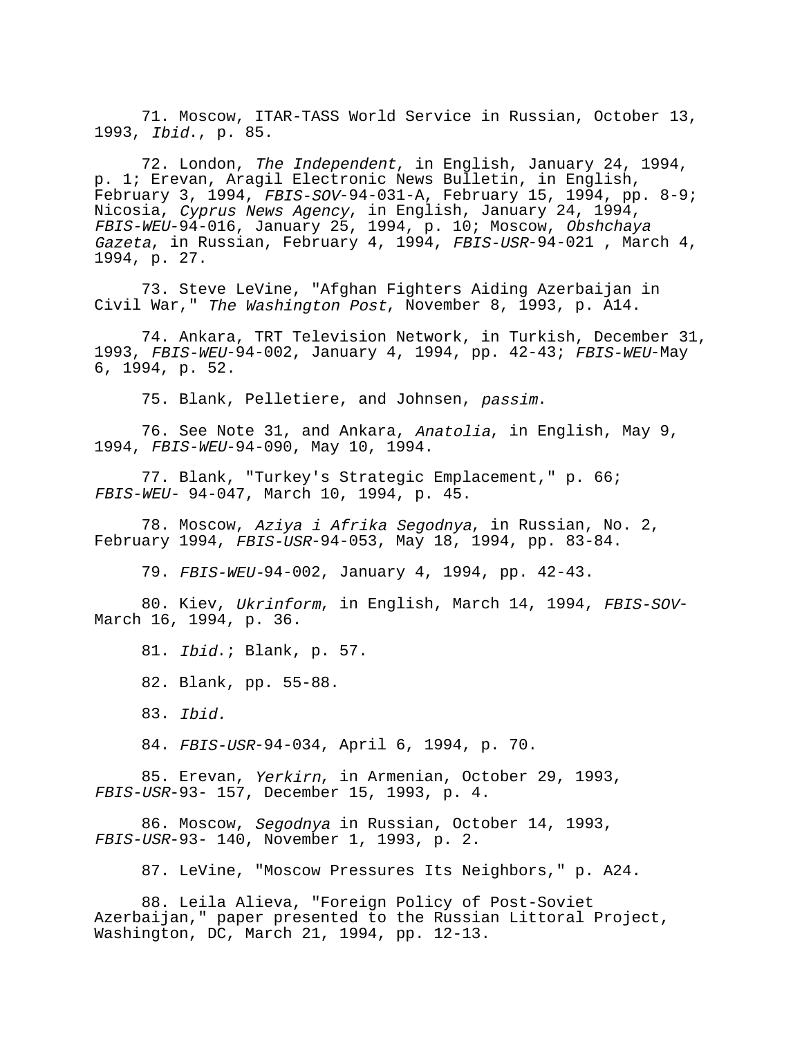71. Moscow, ITAR-TASS World Service in Russian, October 13, 1993, *Ibid*., p. 85.

72. London, *The Independent*, in English, January 24, 1994, p. 1; Erevan, Aragil Electronic News Bulletin, in English, February 3, 1994, *FBIS-SOV*-94-031-A, February 15, 1994, pp. 8-9; Nicosia, *Cyprus News Agency*, in English, January 24, 1994, *FBIS-WEU*-94-016, January 25, 1994, p. 10; Moscow, *Obshchaya Gazeta*, in Russian, February 4, 1994, *FBIS-USR*-94-021 , March 4, 1994, p. 27.

73. Steve LeVine, "Afghan Fighters Aiding Azerbaijan in Civil War," *The Washington Post*, November 8, 1993, p. A14.

74. Ankara, TRT Television Network, in Turkish, December 31, 1993, *FBIS-WEU*-94-002, January 4, 1994, pp. 42-43; *FBIS-WEU*-May 6, 1994, p. 52.

75. Blank, Pelletiere, and Johnsen, *passim*.

76. See Note 31, and Ankara, *Anatolia*, in English, May 9, 1994, *FBIS-WEU*-94-090, May 10, 1994.

77. Blank, "Turkey's Strategic Emplacement," p. 66; *FBIS-WEU*- 94-047, March 10, 1994, p. 45.

78. Moscow, *Aziya i Afrika Segodnya*, in Russian, No. 2, February 1994, *FBIS-USR*-94-053, May 18, 1994, pp. 83-84.

79. *FBIS-WEU*-94-002, January 4, 1994, pp. 42-43.

80. Kiev, *Ukrinform*, in English, March 14, 1994, *FBIS-SOV*-March 16, 1994, p. 36.

81. *Ibid*.; Blank, p. 57.

82. Blank, pp. 55-88.

83. *Ibid.*

84. *FBIS-USR*-94-034, April 6, 1994, p. 70.

85. Erevan, *Yerkirn*, in Armenian, October 29, 1993, *FBIS-USR*-93- 157, December 15, 1993, p. 4.

86. Moscow, *Segodnya* in Russian, October 14, 1993, *FBIS-USR*-93- 140, November 1, 1993, p. 2.

87. LeVine, "Moscow Pressures Its Neighbors," p. A24.

88. Leila Alieva, "Foreign Policy of Post-Soviet Azerbaijan," paper presented to the Russian Littoral Project, Washington, DC, March 21, 1994, pp. 12-13.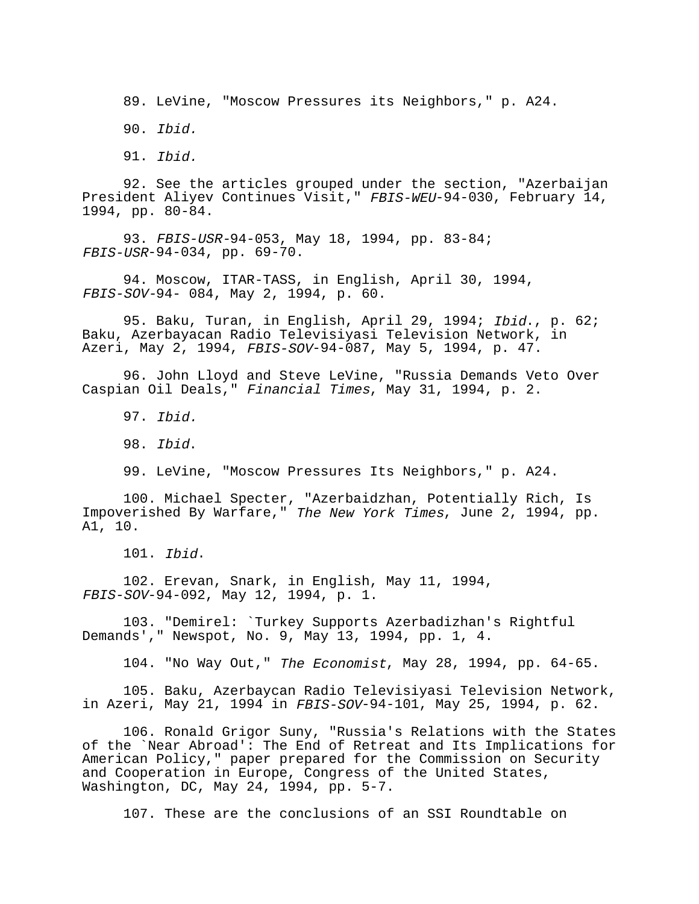89. LeVine, "Moscow Pressures its Neighbors," p. A24.

90. *Ibid.*

91. *Ibid.*

92. See the articles grouped under the section, "Azerbaijan President Aliyev Continues Visit," *FBIS-WEU*-94-030, February 14, 1994, pp. 80-84.

93. *FBIS-USR*-94-053, May 18, 1994, pp. 83-84; *FBIS-USR*-94-034, pp. 69-70.

94. Moscow, ITAR-TASS, in English, April 30, 1994, *FBIS-SOV*-94- 084, May 2, 1994, p. 60.

95. Baku, Turan, in English, April 29, 1994; *Ibid*., p. 62; Baku, Azerbayacan Radio Televisiyasi Television Network, in Azeri, May 2, 1994, *FBIS-SOV*-94-087, May 5, 1994, p. 47.

96. John Lloyd and Steve LeVine, "Russia Demands Veto Over Caspian Oil Deals," *Financial Times*, May 31, 1994, p. 2.

97. *Ibid.*

98. *Ibid*.

99. LeVine, "Moscow Pressures Its Neighbors," p. A24.

100. Michael Specter, "Azerbaidzhan, Potentially Rich, Is Impoverished By Warfare," *The New York Times*, June 2, 1994, pp. A1, 10.

101. *Ibid*.

102. Erevan, Snark, in English, May 11, 1994, *FBIS-SOV*-94-092, May 12, 1994, p. 1.

103. "Demirel: `Turkey Supports Azerbadizhan's Rightful Demands'," Newspot, No. 9, May 13, 1994, pp. 1, 4.

104. "No Way Out," *The Economist*, May 28, 1994, pp. 64-65.

105. Baku, Azerbaycan Radio Televisiyasi Television Network, in Azeri, May 21, 1994 in *FBIS-SOV*-94-101, May 25, 1994, p. 62.

106. Ronald Grigor Suny, "Russia's Relations with the States of the `Near Abroad': The End of Retreat and Its Implications for American Policy," paper prepared for the Commission on Security and Cooperation in Europe, Congress of the United States, Washington, DC, May 24, 1994, pp. 5-7.

107. These are the conclusions of an SSI Roundtable on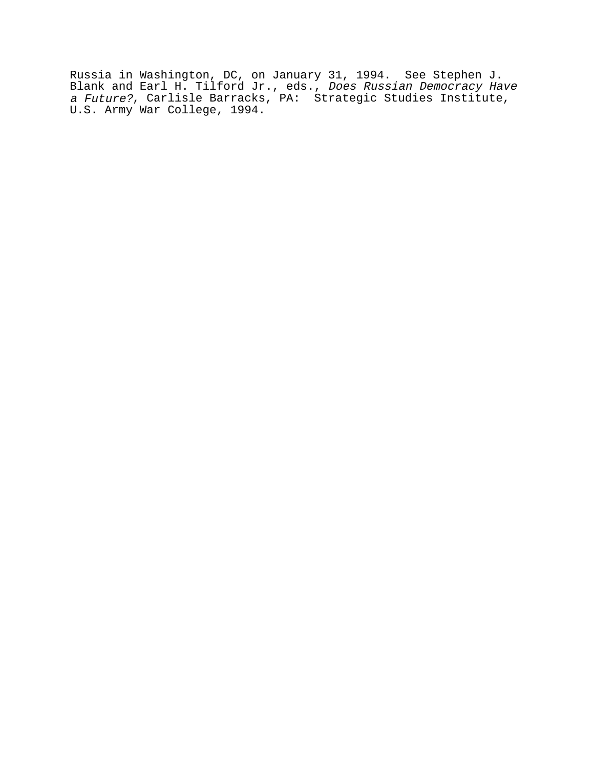Russia in Washington, DC, on January 31, 1994. See Stephen J. Blank and Earl H. Tilford Jr., eds., *Does Russian Democracy Have a Future?*, Carlisle Barracks, PA: Strategic Studies Institute, U.S. Army War College, 1994.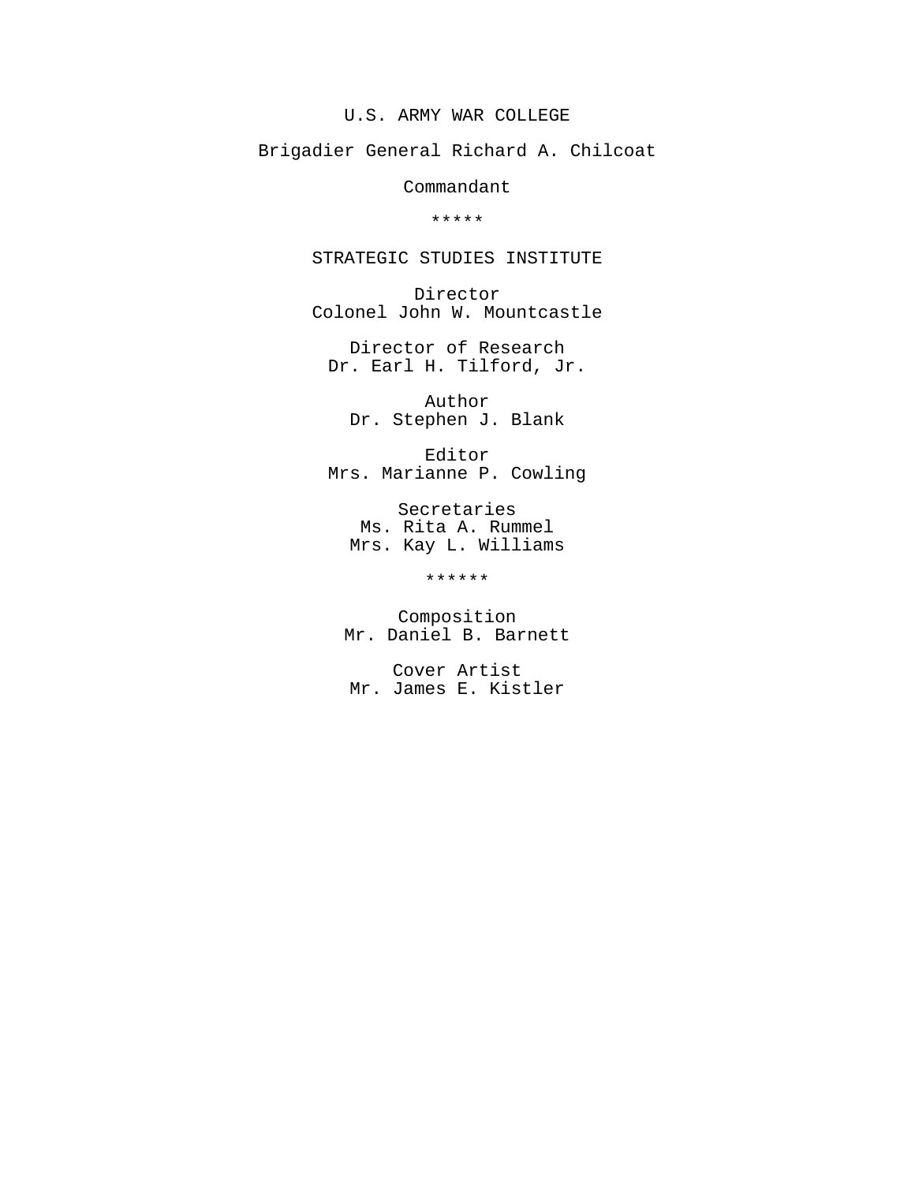U.S. ARMY WAR COLLEGE

Brigadier General Richard A. Chilcoat

Commandant

*****

STRATEGIC STUDIES INSTITUTE

Director
Colonel John W. Mountcastle

Director of Research
Dr. Earl H. Tilford, Jr.

Author
Dr. Stephen J. Blank

Editor
Mrs. Marianne P. Cowling

Secretaries
Ms. Rita A. Rummel
Mrs. Kay L. Williams

******

Composition
Mr. Daniel B. Barnett

Cover Artist
Mr. James E. Kistler